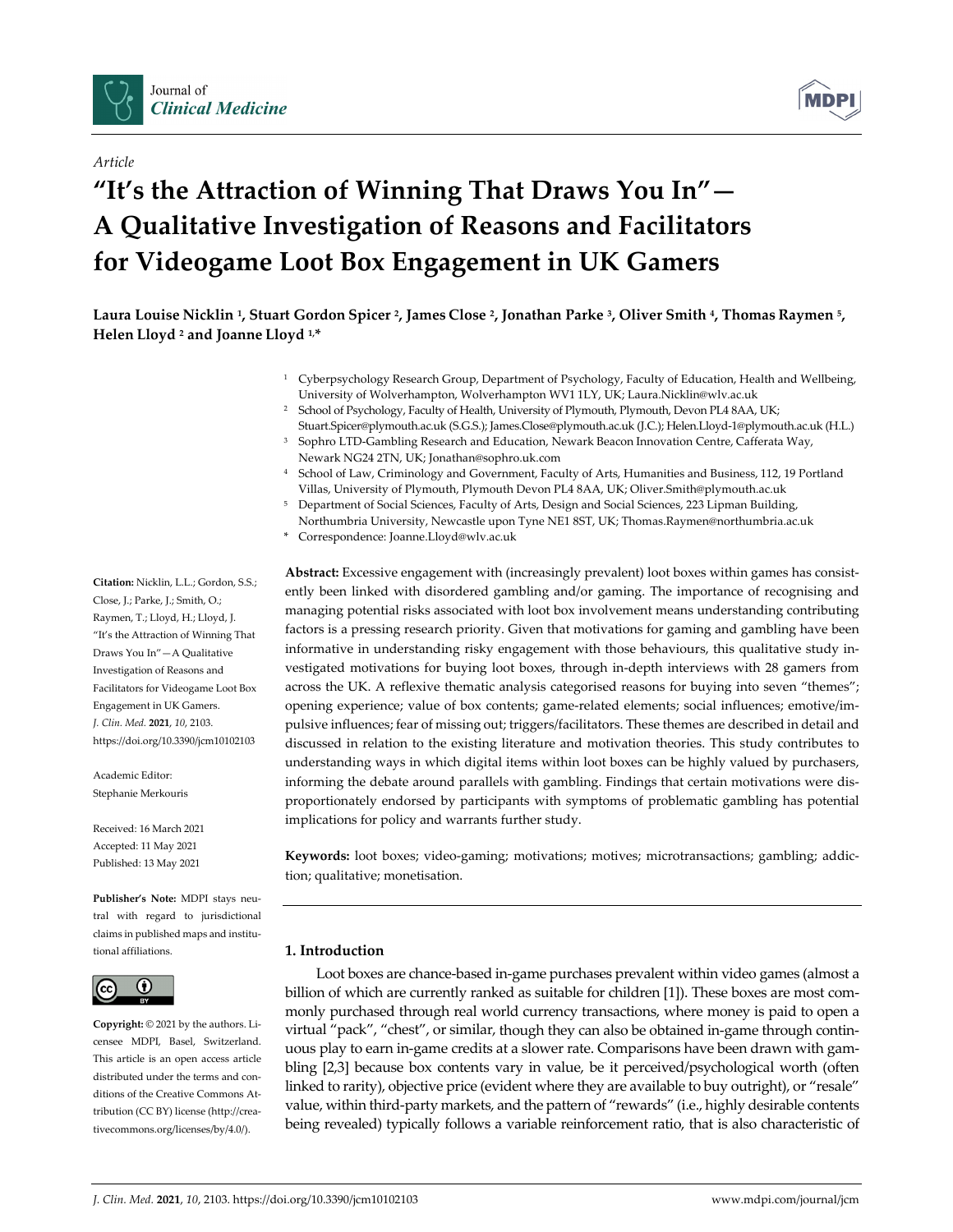*Article*

# "It's the Attraction of Winning That Draws You In"—A Qualitative Investigation of Reasons and Facilitators for Videogame Loot Box Engagement in UK Gamers

**Laura Louise Nicklin [1], Stuart Gordon Spicer [2], James Close [2], Jonathan Parke [3], Oliver Smith [4], Thomas Raymen [5], Helen Lloyd [2] and Joanne Lloyd [1,*]**

[1] Cyberpsychology Research Group, Department of Psychology, Faculty of Education, Health and Wellbeing, University of Wolverhampton, Wolverhampton WV1 1LY, UK; Laura.Nicklin@wlv.ac.uk

[2] School of Psychology, Faculty of Health, University of Plymouth, Plymouth, Devon PL4 8AA, UK; Stuart.Spicer@plymouth.ac.uk (S.G.S.); James.Close@plymouth.ac.uk (J.C.); Helen.Lloyd-1@plymouth.ac.uk (H.L.)

[3] Sophro LTD-Gambling Research and Education, Newark Beacon Innovation Centre, Cafferata Way, Newark NG24 2TN, UK; Jonathan@sophro.uk.com

[4] School of Law, Criminology and Government, Faculty of Arts, Humanities and Business, 112, 19 Portland Villas, University of Plymouth, Plymouth Devon PL4 8AA, UK; Oliver.Smith@plymouth.ac.uk

[5] Department of Social Sciences, Faculty of Arts, Design and Social Sciences, 223 Lipman Building, Northumbria University, Newcastle upon Tyne NE1 8ST, UK; Thomas.Raymen@northumbria.ac.uk

* Correspondence: Joanne.Lloyd@wlv.ac.uk

**Citation:** Nicklin, L.L.; Gordon, S.S.; Close, J.; Parke, J.; Smith, O.; Raymen, T.; Lloyd, H.; Lloyd, J. "It's the Attraction of Winning That Draws You In"—A Qualitative Investigation of Reasons and Facilitators for Videogame Loot Box Engagement in UK Gamers. *J. Clin. Med.* **2021**, *10*, 2103. https://doi.org/10.3390/jcm10102103

Academic Editor: Stephanie Merkouris

Received: 16 March 2021
Accepted: 11 May 2021
Published: 13 May 2021

**Publisher's Note:** MDPI stays neutral with regard to jurisdictional claims in published maps and institutional affiliations.

**Copyright:** © 2021 by the authors. Licensee MDPI, Basel, Switzerland. This article is an open access article distributed under the terms and conditions of the Creative Commons Attribution (CC BY) license (http://creativecommons.org/licenses/by/4.0/).

**Abstract:** Excessive engagement with (increasingly prevalent) loot boxes within games has consistently been linked with disordered gambling and/or gaming. The importance of recognising and managing potential risks associated with loot box involvement means understanding contributing factors is a pressing research priority. Given that motivations for gaming and gambling have been informative in understanding risky engagement with those behaviours, this qualitative study investigated motivations for buying loot boxes, through in-depth interviews with 28 gamers from across the UK. A reflexive thematic analysis categorised reasons for buying into seven "themes"; opening experience; value of box contents; game-related elements; social influences; emotive/impulsive influences; fear of missing out; triggers/facilitators. These themes are described in detail and discussed in relation to the existing literature and motivation theories. This study contributes to understanding ways in which digital items within loot boxes can be highly valued by purchasers, informing the debate around parallels with gambling. Findings that certain motivations were disproportionately endorsed by participants with symptoms of problematic gambling has potential implications for policy and warrants further study.

**Keywords:** loot boxes; video-gaming; motivations; motives; microtransactions; gambling; addiction; qualitative; monetisation.

## 1. Introduction

Loot boxes are chance-based in-game purchases prevalent within video games (almost a billion of which are currently ranked as suitable for children [1]). These boxes are most commonly purchased through real world currency transactions, where money is paid to open a virtual "pack", "chest", or similar, though they can also be obtained in-game through continuous play to earn in-game credits at a slower rate. Comparisons have been drawn with gambling [2,3] because box contents vary in value, be it perceived/psychological worth (often linked to rarity), objective price (evident where they are available to buy outright), or "resale" value, within third-party markets, and the pattern of "rewards" (i.e., highly desirable contents being revealed) typically follows a variable reinforcement ratio, that is also characteristic of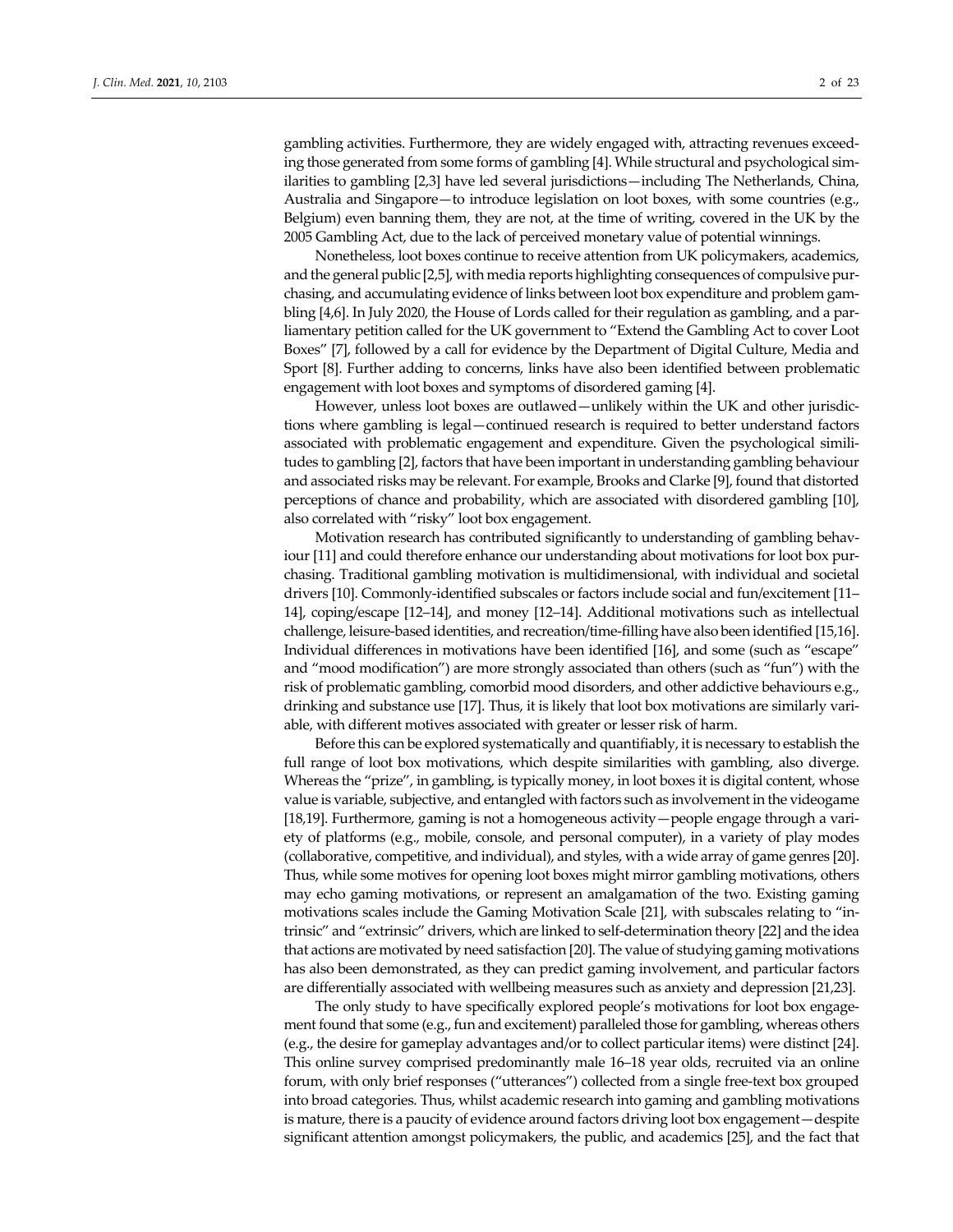gambling activities. Furthermore, they are widely engaged with, attracting revenues exceeding those generated from some forms of gambling [4]. While structural and psychological similarities to gambling [2,3] have led several jurisdictions—including The Netherlands, China, Australia and Singapore—to introduce legislation on loot boxes, with some countries (e.g., Belgium) even banning them, they are not, at the time of writing, covered in the UK by the 2005 Gambling Act, due to the lack of perceived monetary value of potential winnings.

Nonetheless, loot boxes continue to receive attention from UK policymakers, academics, and the general public [2,5], with media reports highlighting consequences of compulsive purchasing, and accumulating evidence of links between loot box expenditure and problem gambling [4,6]. In July 2020, the House of Lords called for their regulation as gambling, and a parliamentary petition called for the UK government to "Extend the Gambling Act to cover Loot Boxes" [7], followed by a call for evidence by the Department of Digital Culture, Media and Sport [8]. Further adding to concerns, links have also been identified between problematic engagement with loot boxes and symptoms of disordered gaming [4].

However, unless loot boxes are outlawed—unlikely within the UK and other jurisdictions where gambling is legal—continued research is required to better understand factors associated with problematic engagement and expenditure. Given the psychological similitudes to gambling [2], factors that have been important in understanding gambling behaviour and associated risks may be relevant. For example, Brooks and Clarke [9], found that distorted perceptions of chance and probability, which are associated with disordered gambling [10], also correlated with "risky" loot box engagement.

Motivation research has contributed significantly to understanding of gambling behaviour [11] and could therefore enhance our understanding about motivations for loot box purchasing. Traditional gambling motivation is multidimensional, with individual and societal drivers [10]. Commonly-identified subscales or factors include social and fun/excitement [11–14], coping/escape [12–14], and money [12–14]. Additional motivations such as intellectual challenge, leisure-based identities, and recreation/time-filling have also been identified [15,16]. Individual differences in motivations have been identified [16], and some (such as "escape" and "mood modification") are more strongly associated than others (such as "fun") with the risk of problematic gambling, comorbid mood disorders, and other addictive behaviours e.g., drinking and substance use [17]. Thus, it is likely that loot box motivations are similarly variable, with different motives associated with greater or lesser risk of harm.

Before this can be explored systematically and quantifiably, it is necessary to establish the full range of loot box motivations, which despite similarities with gambling, also diverge. Whereas the "prize", in gambling, is typically money, in loot boxes it is digital content, whose value is variable, subjective, and entangled with factors such as involvement in the videogame [18,19]. Furthermore, gaming is not a homogeneous activity—people engage through a variety of platforms (e.g., mobile, console, and personal computer), in a variety of play modes (collaborative, competitive, and individual), and styles, with a wide array of game genres [20]. Thus, while some motives for opening loot boxes might mirror gambling motivations, others may echo gaming motivations, or represent an amalgamation of the two. Existing gaming motivations scales include the Gaming Motivation Scale [21], with subscales relating to "intrinsic" and "extrinsic" drivers, which are linked to self-determination theory [22] and the idea that actions are motivated by need satisfaction [20]. The value of studying gaming motivations has also been demonstrated, as they can predict gaming involvement, and particular factors are differentially associated with wellbeing measures such as anxiety and depression [21,23].

The only study to have specifically explored people's motivations for loot box engagement found that some (e.g., fun and excitement) paralleled those for gambling, whereas others (e.g., the desire for gameplay advantages and/or to collect particular items) were distinct [24]. This online survey comprised predominantly male 16–18 year olds, recruited via an online forum, with only brief responses ("utterances") collected from a single free-text box grouped into broad categories. Thus, whilst academic research into gaming and gambling motivations is mature, there is a paucity of evidence around factors driving loot box engagement—despite significant attention amongst policymakers, the public, and academics [25], and the fact that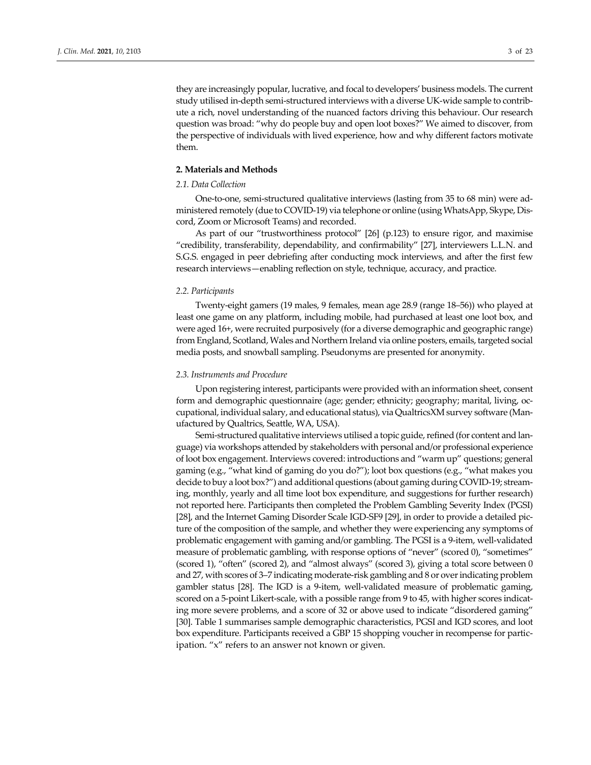they are increasingly popular, lucrative, and focal to developers' business models. The current study utilised in-depth semi-structured interviews with a diverse UK-wide sample to contribute a rich, novel understanding of the nuanced factors driving this behaviour. Our research question was broad: "why do people buy and open loot boxes?" We aimed to discover, from the perspective of individuals with lived experience, how and why different factors motivate them.

## 2. Materials and Methods

### *2.1. Data Collection*

One-to-one, semi-structured qualitative interviews (lasting from 35 to 68 min) were administered remotely (due to COVID-19) via telephone or online (using WhatsApp, Skype, Discord, Zoom or Microsoft Teams) and recorded.

As part of our "trustworthiness protocol" [26] (p.123) to ensure rigor, and maximise "credibility, transferability, dependability, and confirmability" [27], interviewers L.L.N. and S.G.S. engaged in peer debriefing after conducting mock interviews, and after the first few research interviews—enabling reflection on style, technique, accuracy, and practice.

### *2.2. Participants*

Twenty-eight gamers (19 males, 9 females, mean age 28.9 (range 18–56)) who played at least one game on any platform, including mobile, had purchased at least one loot box, and were aged 16+, were recruited purposively (for a diverse demographic and geographic range) from England, Scotland, Wales and Northern Ireland via online posters, emails, targeted social media posts, and snowball sampling. Pseudonyms are presented for anonymity.

### *2.3. Instruments and Procedure*

Upon registering interest, participants were provided with an information sheet, consent form and demographic questionnaire (age; gender; ethnicity; geography; marital, living, occupational, individual salary, and educational status), via QualtricsXM survey software (Manufactured by Qualtrics, Seattle, WA, USA).

Semi-structured qualitative interviews utilised a topic guide, refined (for content and language) via workshops attended by stakeholders with personal and/or professional experience of loot box engagement. Interviews covered: introductions and "warm up" questions; general gaming (e.g., "what kind of gaming do you do?"); loot box questions (e.g., "what makes you decide to buy a loot box?") and additional questions (about gaming during COVID-19; streaming, monthly, yearly and all time loot box expenditure, and suggestions for further research) not reported here. Participants then completed the Problem Gambling Severity Index (PGSI) [28], and the Internet Gaming Disorder Scale IGD-SF9 [29], in order to provide a detailed picture of the composition of the sample, and whether they were experiencing any symptoms of problematic engagement with gaming and/or gambling. The PGSI is a 9-item, well-validated measure of problematic gambling, with response options of "never" (scored 0), "sometimes" (scored 1), "often" (scored 2), and "almost always" (scored 3), giving a total score between 0 and 27, with scores of 3–7 indicating moderate-risk gambling and 8 or over indicating problem gambler status [28]. The IGD is a 9-item, well-validated measure of problematic gaming, scored on a 5-point Likert-scale, with a possible range from 9 to 45, with higher scores indicating more severe problems, and a score of 32 or above used to indicate "disordered gaming" [30]. Table 1 summarises sample demographic characteristics, PGSI and IGD scores, and loot box expenditure. Participants received a GBP 15 shopping voucher in recompense for participation. "x" refers to an answer not known or given.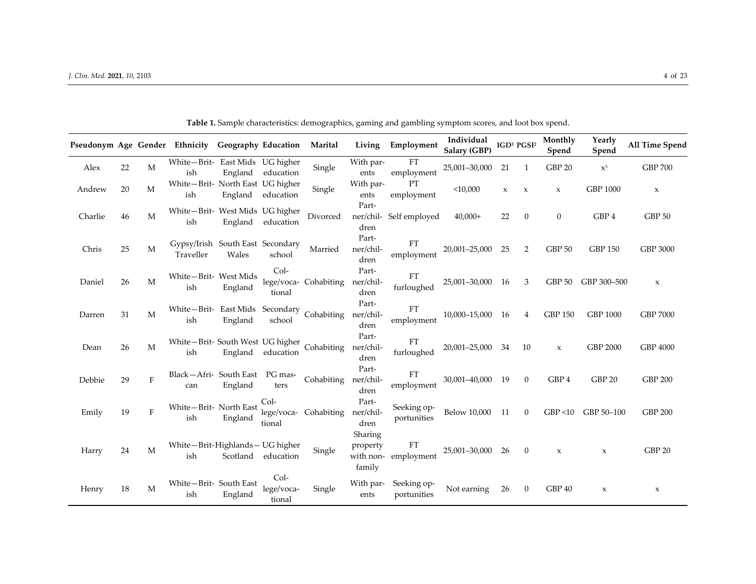**Table 1.** Sample characteristics: demographics, gaming and gambling symptom scores, and loot box spend.

| Pseudonym | Age | Gender | Ethnicity | Geography | Education | Marital | Living | Employment | Individual Salary (GBP) | IGD[1] | PGSI[2] | Monthly Spend | Yearly Spend | All Time Spend |
|---|---|---|---|---|---|---|---|---|---|---|---|---|---|---|
| Alex | 22 | M | White—British | East Mids England | UG higher education | Single | With parents | FT employment | 25,001–30,000 | 21 | 1 | GBP 20 | x[3] | GBP 700 |
| Andrew | 20 | M | White—British | North East England | UG higher education | Single | With parents | PT employment | <10,000 | x | x | x | GBP 1000 | x |
| Charlie | 46 | M | White—British | West Mids England | UG higher education | Divorced | Partner/children | Self employed | 40,000+ | 22 | 0 | 0 | GBP 4 | GBP 50 |
| Chris | 25 | M | Gypsy/Irish Traveller | South East Wales | Secondary school | Married | Partner/children | FT employment | 20,001–25,000 | 25 | 2 | GBP 50 | GBP 150 | GBP 3000 |
| Daniel | 26 | M | White—British | West Mids England | College/vocational | Cohabiting | Partner/children | FT furloughed | 25,001–30,000 | 16 | 3 | GBP 50 | GBP 300–500 | x |
| Darren | 31 | M | White—British | East Mids England | Secondary school | Cohabiting | Partner/children | FT employment | 10,000–15,000 | 16 | 4 | GBP 150 | GBP 1000 | GBP 7000 |
| Dean | 26 | M | White—British | South West England | UG higher education | Cohabiting | Partner/children | FT furloughed | 20,001–25,000 | 34 | 10 | x | GBP 2000 | GBP 4000 |
| Debbie | 29 | F | Black—African | South East England | PG masters | Cohabiting | Partner/children | FT employment | 30,001–40,000 | 19 | 0 | GBP 4 | GBP 20 | GBP 200 |
| Emily | 19 | F | White—British | North East England | College/vocational | Cohabiting | Partner/children | Seeking opportunities | Below 10,000 | 11 | 0 | GBP <10 | GBP 50–100 | GBP 200 |
| Harry | 24 | M | White—British | Highlands—Scotland | UG higher education | Single | Sharing property with non-family | FT employment | 25,001–30,000 | 26 | 0 | x | x | GBP 20 |
| Henry | 18 | M | White—British | South East England | College/vocational | Single | With parents | Seeking opportunities | Not earning | 26 | 0 | GBP 40 | x | x |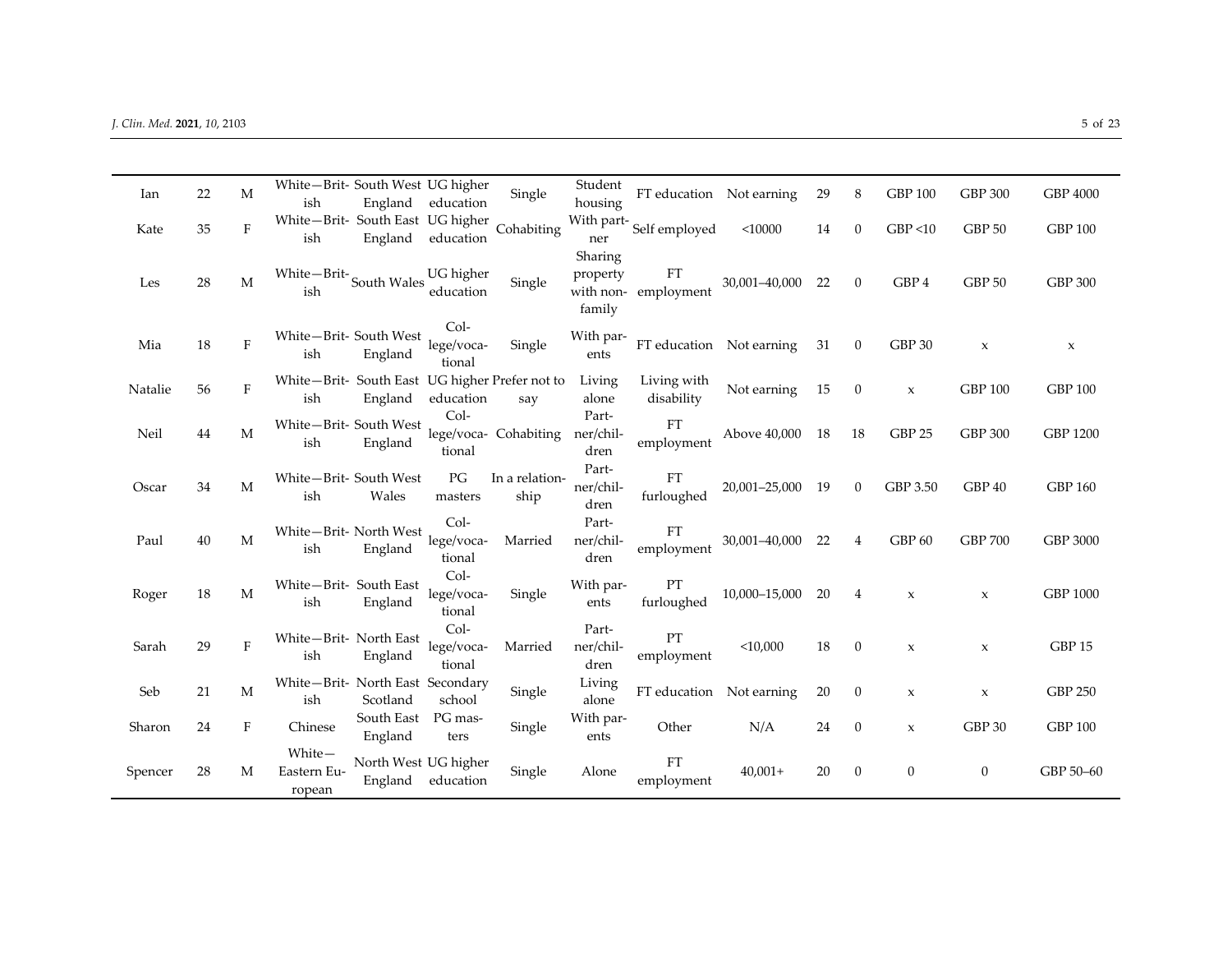| | | | | | | | | | | | | | | |
|---|---|---|---|---|---|---|---|---|---|---|---|---|---|---|
| Ian | 22 | M | White—British | South West England | UG higher education | Single | Student housing | FT education | Not earning | 29 | 8 | GBP 100 | GBP 300 | GBP 4000 |
| Kate | 35 | F | White—British | South East England | UG higher education | Cohabiting | With partner | Self employed | <10000 | 14 | 0 | GBP <10 | GBP 50 | GBP 100 |
| Les | 28 | M | White—British | South Wales | UG higher education | Single | Sharing property with non-family | FT employment | 30,001–40,000 | 22 | 0 | GBP 4 | GBP 50 | GBP 300 |
| Mia | 18 | F | White—British | South West England | College/vocational | Single | With parents | FT education | Not earning | 31 | 0 | GBP 30 | x | x |
| Natalie | 56 | F | White—British | South East England | UG higher education | Prefer not to say | Living alone | Living with disability | Not earning | 15 | 0 | x | GBP 100 | GBP 100 |
| Neil | 44 | M | White—British | South West England | College/vocational | Cohabiting | Partner/children | FT employment | Above 40,000 | 18 | 18 | GBP 25 | GBP 300 | GBP 1200 |
| Oscar | 34 | M | White—British | South West Wales | PG masters | In a relationship | Partner/children | FT furloughed | 20,001–25,000 | 19 | 0 | GBP 3.50 | GBP 40 | GBP 160 |
| Paul | 40 | M | White—British | North West England | College/vocational | Married | Partner/children | FT employment | 30,001–40,000 | 22 | 4 | GBP 60 | GBP 700 | GBP 3000 |
| Roger | 18 | M | White—British | South East England | College/vocational | Single | With parents | PT furloughed | 10,000–15,000 | 20 | 4 | x | x | GBP 1000 |
| Sarah | 29 | F | White—British | North East England | College/vocational | Married | Partner/children | PT employment | <10,000 | 18 | 0 | x | x | GBP 15 |
| Seb | 21 | M | White—British | North East Scotland | Secondary school | Single | Living alone | FT education | Not earning | 20 | 0 | x | x | GBP 250 |
| Sharon | 24 | F | Chinese | South East England | PG masters | Single | With parents | Other | N/A | 24 | 0 | x | GBP 30 | GBP 100 |
| Spencer | 28 | M | White—Eastern European | North West England | UG higher education | Single | Alone | FT employment | 40,001+ | 20 | 0 | 0 | 0 | GBP 50–60 |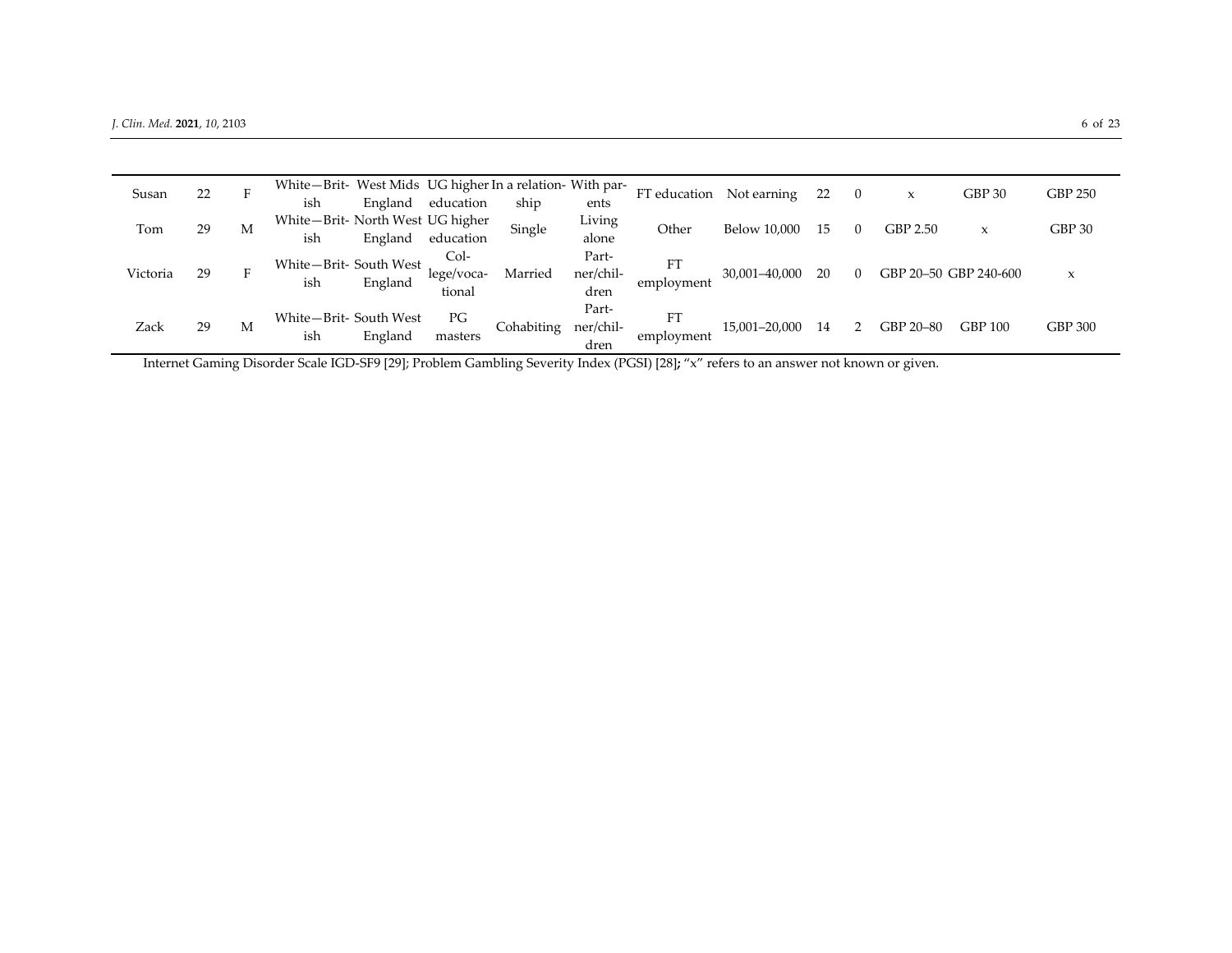| | | | | | | | | | | | | | | |
|---|---|---|---|---|---|---|---|---|---|---|---|---|---|---|
| Susan | 22 | F | White—British | West Mids England | UG higher education | In a relationship | With parents | FT education | Not earning | 22 | 0 | x | GBP 30 | GBP 250 |
| Tom | 29 | M | White—British | North West England | UG higher education | Single | Living alone | Other | Below 10,000 | 15 | 0 | GBP 2.50 | x | GBP 30 |
| Victoria | 29 | F | White—British | South West England | College/vocational | Married | Partner/children | FT employment | 30,001–40,000 | 20 | 0 | GBP 20–50 | GBP 240-600 | x |
| Zack | 29 | M | White—British | South West England | PG masters | Cohabiting | Partner/children | FT employment | 15,001–20,000 | 14 | 2 | GBP 20–80 | GBP 100 | GBP 300 |

Internet Gaming Disorder Scale IGD-SF9 [29]; Problem Gambling Severity Index (PGSI) [28]; "x" refers to an answer not known or given.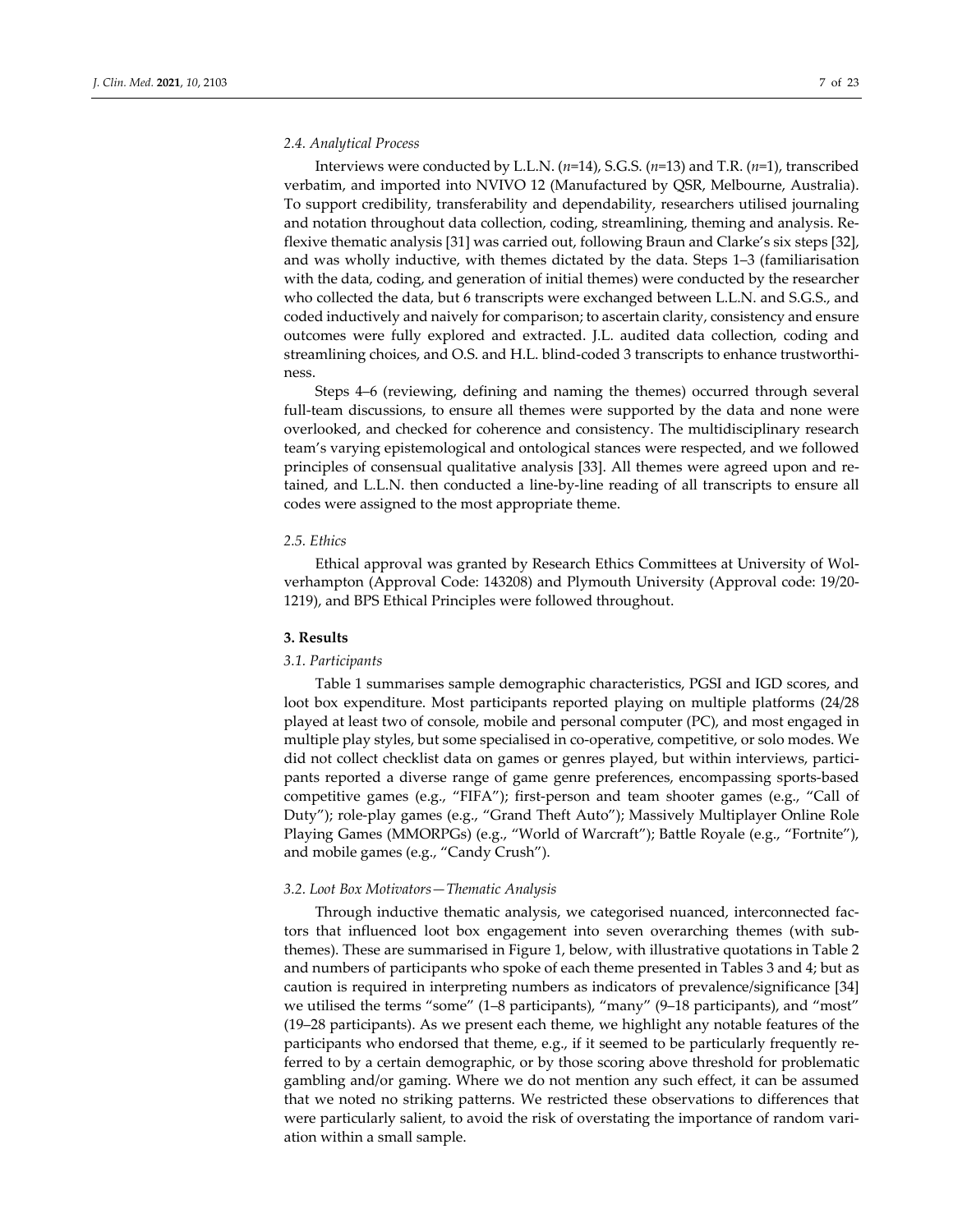### 2.4. Analytical Process

Interviews were conducted by L.L.N. (*n*=14), S.G.S. (*n*=13) and T.R. (*n*=1), transcribed verbatim, and imported into NVIVO 12 (Manufactured by QSR, Melbourne, Australia). To support credibility, transferability and dependability, researchers utilised journaling and notation throughout data collection, coding, streamlining, theming and analysis. Reflexive thematic analysis [31] was carried out, following Braun and Clarke's six steps [32], and was wholly inductive, with themes dictated by the data. Steps 1–3 (familiarisation with the data, coding, and generation of initial themes) were conducted by the researcher who collected the data, but 6 transcripts were exchanged between L.L.N. and S.G.S., and coded inductively and naively for comparison; to ascertain clarity, consistency and ensure outcomes were fully explored and extracted. J.L. audited data collection, coding and streamlining choices, and O.S. and H.L. blind-coded 3 transcripts to enhance trustworthiness.

Steps 4–6 (reviewing, defining and naming the themes) occurred through several full-team discussions, to ensure all themes were supported by the data and none were overlooked, and checked for coherence and consistency. The multidisciplinary research team's varying epistemological and ontological stances were respected, and we followed principles of consensual qualitative analysis [33]. All themes were agreed upon and retained, and L.L.N. then conducted a line-by-line reading of all transcripts to ensure all codes were assigned to the most appropriate theme.

### 2.5. Ethics

Ethical approval was granted by Research Ethics Committees at University of Wolverhampton (Approval Code: 143208) and Plymouth University (Approval code: 19/20-1219), and BPS Ethical Principles were followed throughout.

## 3. Results

### 3.1. Participants

Table 1 summarises sample demographic characteristics, PGSI and IGD scores, and loot box expenditure. Most participants reported playing on multiple platforms (24/28 played at least two of console, mobile and personal computer (PC), and most engaged in multiple play styles, but some specialised in co-operative, competitive, or solo modes. We did not collect checklist data on games or genres played, but within interviews, participants reported a diverse range of game genre preferences, encompassing sports-based competitive games (e.g., "FIFA"); first-person and team shooter games (e.g., "Call of Duty"); role-play games (e.g., "Grand Theft Auto"); Massively Multiplayer Online Role Playing Games (MMORPGs) (e.g., "World of Warcraft"); Battle Royale (e.g., "Fortnite"), and mobile games (e.g., "Candy Crush").

### 3.2. Loot Box Motivators—Thematic Analysis

Through inductive thematic analysis, we categorised nuanced, interconnected factors that influenced loot box engagement into seven overarching themes (with subthemes). These are summarised in Figure 1, below, with illustrative quotations in Table 2 and numbers of participants who spoke of each theme presented in Tables 3 and 4; but as caution is required in interpreting numbers as indicators of prevalence/significance [34] we utilised the terms "some" (1–8 participants), "many" (9–18 participants), and "most" (19–28 participants). As we present each theme, we highlight any notable features of the participants who endorsed that theme, e.g., if it seemed to be particularly frequently referred to by a certain demographic, or by those scoring above threshold for problematic gambling and/or gaming. Where we do not mention any such effect, it can be assumed that we noted no striking patterns. We restricted these observations to differences that were particularly salient, to avoid the risk of overstating the importance of random variation within a small sample.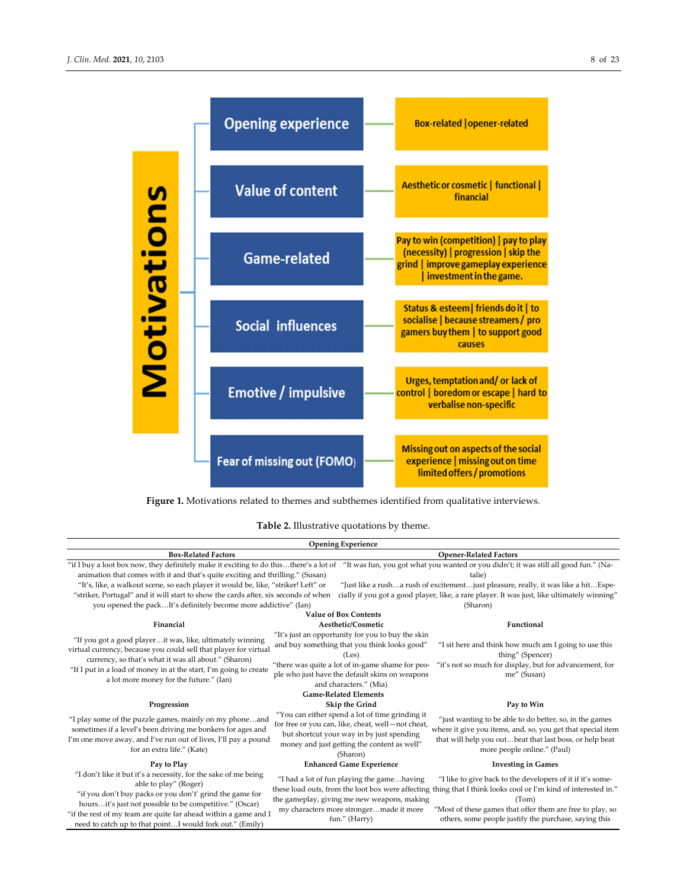**Motivations**

- **Opening experience**: Box-related | opener-related
- **Value of content**: Aesthetic or cosmetic | functional | financial
- **Game-related**: Pay to win (competition) | pay to play (necessity) | progression | skip the grind | improve gameplay experience | investment in the game.
- **Social influences**: Status & esteem | friends do it | to socialise | because streamers / pro gamers buy them | to support good causes
- **Emotive / impulsive**: Urges, temptation and/ or lack of control | boredom or escape | hard to verbalise non-specific
- **Fear of missing out (FOMO)**: Missing out on aspects of the social experience | missing out on time limited offers / promotions

**Figure 1.** Motivations related to themes and subthemes identified from qualitative interviews.

**Table 2.** Illustrative quotations by theme.

| **Opening Experience** | | |
|---|---|---|
| **Box-Related Factors** | **Opener-Related Factors** | |
| "if I buy a loot box now, they definitely make it exciting to do this…there's a lot of animation that comes with it and that's quite exciting and thrilling." (Susan)<br>"It's, like, a walkout scene, so each player it would be, like, "striker! Left" or "striker, Portugal" and it will start to show the cards after, six seconds of when you opened the pack…It's definitely become more addictive" (Ian) | "It was fun, you got what you wanted or you didn't; it was still all good fun." (Natalie)<br>"Just like a rush…a rush of excitement…just pleasure, really, it was like a hit…Especially if you got a good player, like, a rare player. It was just, like ultimately winning" (Sharon) | |
| **Value of Box Contents** | | |
| **Financial** | **Aesthetic/Cosmetic** | **Functional** |
| "If you got a good player…it was, like, ultimately winning virtual currency, because you could sell that player for virtual currency, so that's what it was all about." (Sharon)<br>"If I put in a load of money in at the start, I'm going to create a lot more money for the future." (Ian) | "It's just an opportunity for you to buy the skin and buy something that you think looks good" (Les)<br>"there was quite a lot of in-game shame for people who just have the default skins on weapons and characters." (Mia) | "I sit here and think how much am I going to use this thing" (Spencer)<br>"it's not so much for display, but for advancement, for me" (Susan) |
| **Game-Related Elements** | | |
| **Progression** | **Skip the Grind** | **Pay to Win** |
| "I play some of the puzzle games, mainly on my phone…and sometimes if a level's been driving me bonkers for ages and I'm one move away, and I've run out of lives, I'll pay a pound for an extra life." (Kate) | "You can either spend a lot of time grinding it for free or you can, like, cheat, well—not cheat, but shortcut your way in by just spending money and just getting the content as well" (Sharon) | "just wanting to be able to do better, so, in the games where it give you items, and, so, you get that special item that will help you out…beat that last boss, or help beat more people online." (Paul) |
| **Pay to Play** | **Enhanced Game Experience** | **Investing in Games** |
| "I don't like it but it's a necessity, for the sake of me being able to play" (Roger)<br>"if you don't buy packs or you don't' grind the game for hours…it's just not possible to be competitive." (Oscar)<br>"if the rest of my team are quite far ahead within a game and I need to catch up to that point…I would fork out." (Emily) | "I had a lot of fun playing the game…having these load outs, from the loot box were affecting the gameplay, giving me new weapons, making my characters more stronger…made it more fun." (Harry) | "I like to give back to the developers of it if it's something that I think looks cool or I'm kind of interested in." (Tom)<br>"Most of these games that offer them are free to play, so others, some people justify the purchase, saying this |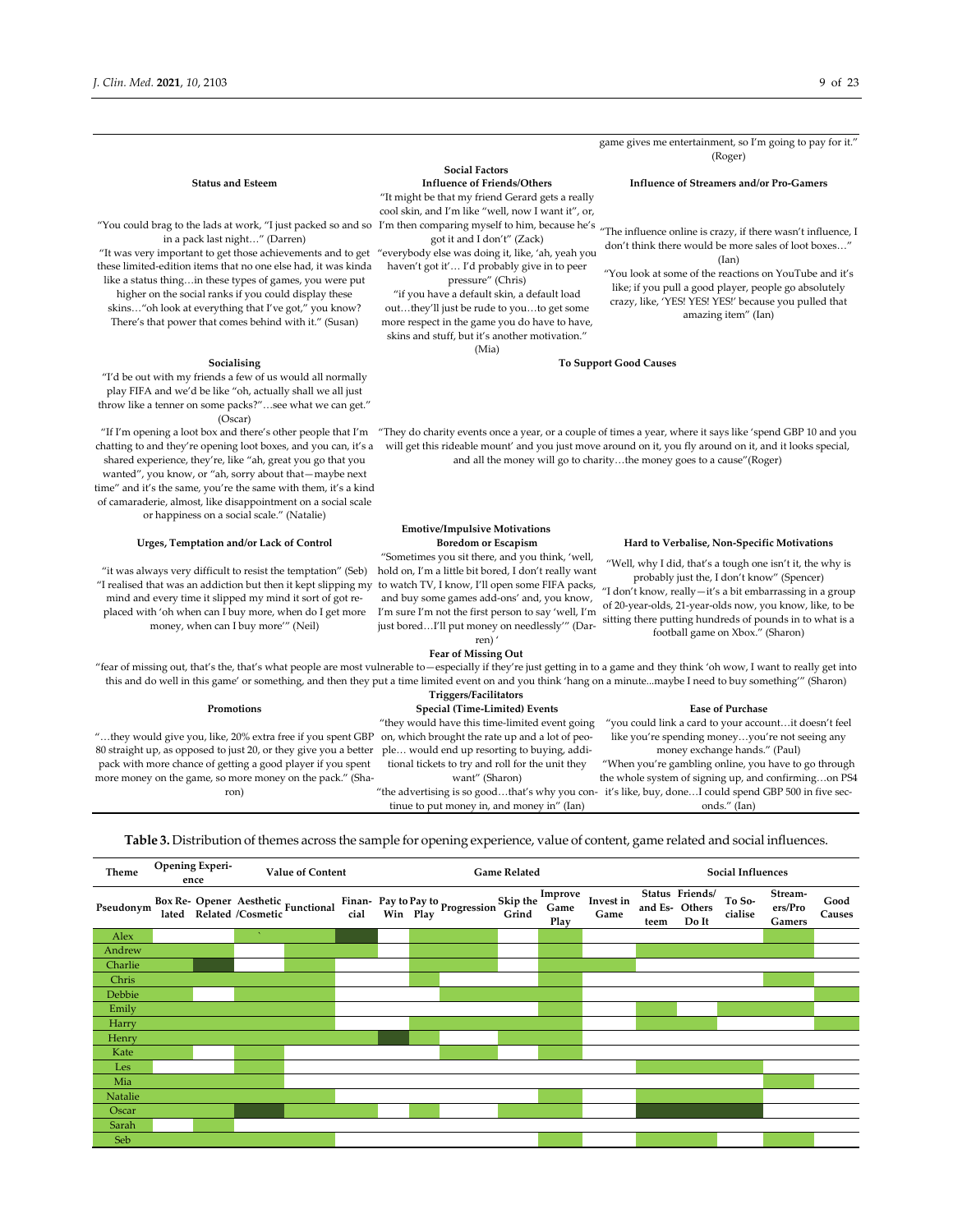| | | |
|---|---|---|
| | | game gives me entertainment, so I'm going to pay for it." (Roger) |
| | **Social Factors** | |
| **Status and Esteem** | **Influence of Friends/Others** | **Influence of Streamers and/or Pro-Gamers** |
| "You could brag to the lads at work, "I just packed so and so in a pack last night…" (Darren)<br>"It was very important to get those achievements and to get these limited-edition items that no one else had, it was kinda like a status thing…in these types of games, you were put higher on the social ranks if you could display these skins…"oh look at everything that I've got," you know? There's that power that comes behind with it." (Susan) | "It might be that my friend Gerard gets a really cool skin, and I'm like "well, now I want it", or, I'm then comparing myself to him, because he's got it and I don't" (Zack)<br>"everybody else was doing it, like, 'ah, yeah you haven't got it'… I'd probably give in to peer pressure" (Chris)<br>"if you have a default skin, a default load out…they'll just be rude to you…to get some more respect in the game you do have to have, skins and stuff, but it's another motivation." (Mia) | "The influence online is crazy, if there wasn't influence, I don't think there would be more sales of loot boxes…" (Ian)<br>"You look at some of the reactions on YouTube and it's like; if you pull a good player, people go absolutely crazy, like, 'YES! YES! YES!' because you pulled that amazing item" (Ian) |
| **Socialising** | **To Support Good Causes** | |
| "I'd be out with my friends a few of us would all normally play FIFA and we'd be like "oh, actually shall we all just throw like a tenner on some packs?"…see what we can get." (Oscar)<br>"If I'm opening a loot box and there's other people that I'm chatting to and they're opening loot boxes, and you can, it's a shared experience, they're, like "ah, great you go that you wanted", you know, or "ah, sorry about that—maybe next time" and it's the same, you're the same with them, it's a kind of camaraderie, almost, like disappointment on a social scale or happiness on a social scale." (Natalie) | "They do charity events once a year, or a couple of times a year, where it says like 'spend GBP 10 and you will get this rideable mount' and you just move around on it, you fly around on it, and it looks special, and all the money will go to charity…the money goes to a cause"(Roger) | |
| | **Emotive/Impulsive Motivations** | |
| **Urges, Temptation and/or Lack of Control** | **Boredom or Escapism** | **Hard to Verbalise, Non-Specific Motivations** |
| "it was always very difficult to resist the temptation" (Seb)<br>"I realised that was an addiction but then it kept slipping my mind and every time it slipped my mind it sort of got replaced with 'oh when can I buy more, when do I get more money, when can I buy more'" (Neil) | "Sometimes you sit there, and you think, 'well, hold on, I'm a little bit bored, I don't really want to watch TV, I know, I'll open some FIFA packs, and buy some games add-ons' and, you know, I'm sure I'm not the first person to say 'well, I'm just bored…I'll put money on needlessly'" (Darren)' | "Well, why I did, that's a tough one isn't it, the why is probably just the, I don't know" (Spencer)<br>"I don't know, really—it's a bit embarrassing in a group of 20-year-olds, 21-year-olds now, you know, like, to be sitting there putting hundreds of pounds in to what is a football game on Xbox." (Sharon) |
| | **Fear of Missing Out** | |
| "fear of missing out, that's the, that's what people are most vulnerable to—especially if they're just getting in to a game and they think 'oh wow, I want to really get into this and do well in this game' or something, and then they put a time limited event on and you think 'hang on a minute...maybe I need to buy something'" (Sharon) | | |
| | **Triggers/Facilitators** | |
| **Promotions** | **Special (Time-Limited) Events** | **Ease of Purchase** |
| "…they would give you, like, 20% extra free if you spent GBP 80 straight up, as opposed to just 20, or they give you a better pack with more chance of getting a good player if you spent more money on the game, so more money on the pack." (Sharon) | "they would have this time-limited event going on, which brought the rate up and a lot of people… would end up resorting to buying, additional tickets to try and roll for the unit they want" (Sharon)<br>"the advertising is so good…that's why you continue to put money in, and money in" (Ian) | "you could link a card to your account…it doesn't feel like you're spending money…you're not seeing any money exchange hands." (Paul)<br>"When you're gambling online, you have to go through the whole system of signing up, and confirming…on PS4 it's like, buy, done…I could spend GBP 500 in five seconds." (Ian) |

**Table 3.** Distribution of themes across the sample for opening experience, value of content, game related and social influences.

| Theme | Opening Experience | | Value of Content | | | Game Related | | | | | | Social Influences | | | | |
|---|---|---|---|---|---|---|---|---|---|---|---|---|---|---|---|---|
| Pseudonym | Box Related | Opener Related | Aesthetic /Cosmetic | Functional | Financial | Pay to Win | Pay to Play | Progression | Skip the Grind | Improve Game Play | Invest in Game | Status and Esteem | Friends/ Others Do It | To Socialise | Streamers/Pro Gamers | Good Causes |
| Alex | | | ● | ● | ■ | | ● | ● | | ● | | | | | ● | |
| Andrew | ● | ● | | ● | ● | | ● | ● | | ● | | ● | ● | ● | ● | |
| Charlie | ● | ■ | | ● | ● | | ● | ● | ● | ● | ● | | | | | |
| Chris | ● | ● | ● | ● | | | ● | | | ● | | | | | ● | |
| Debbie | ● | | ● | ● | | | | ● | ● | ● | | | | | | ● |
| Emily | ● | ● | ● | ● | | | | | | ● | | ● | | ● | ● | |
| Harry | ● | ● | ● | ● | | | ● | ● | ● | ● | | ● | ● | | | ● |
| Henry | ● | ● | ● | ● | ● | ■ | ● | ● | ● | ● | | | | | | |
| Kate | ● | | ● | | | | | ● | | ● | | | | | | |
| Les | | | ● | | | | | | | | | ● | ● | ● | | |
| Mia | ● | ● | ● | | | | | | | | | | | | ● | |
| Natalie | ● | ● | ● | ● | | | | | | ● | | ● | ● | ● | | |
| Oscar | ● | ● | ■ | ● | ● | | ● | | ● | ● | | ■ | ■ | ■ | | |
| Sarah | | ● | | | | | | | | | | | | | | |
| Seb | ● | ● | ● | ● | | | | | | ● | | ● | ● | | ● | |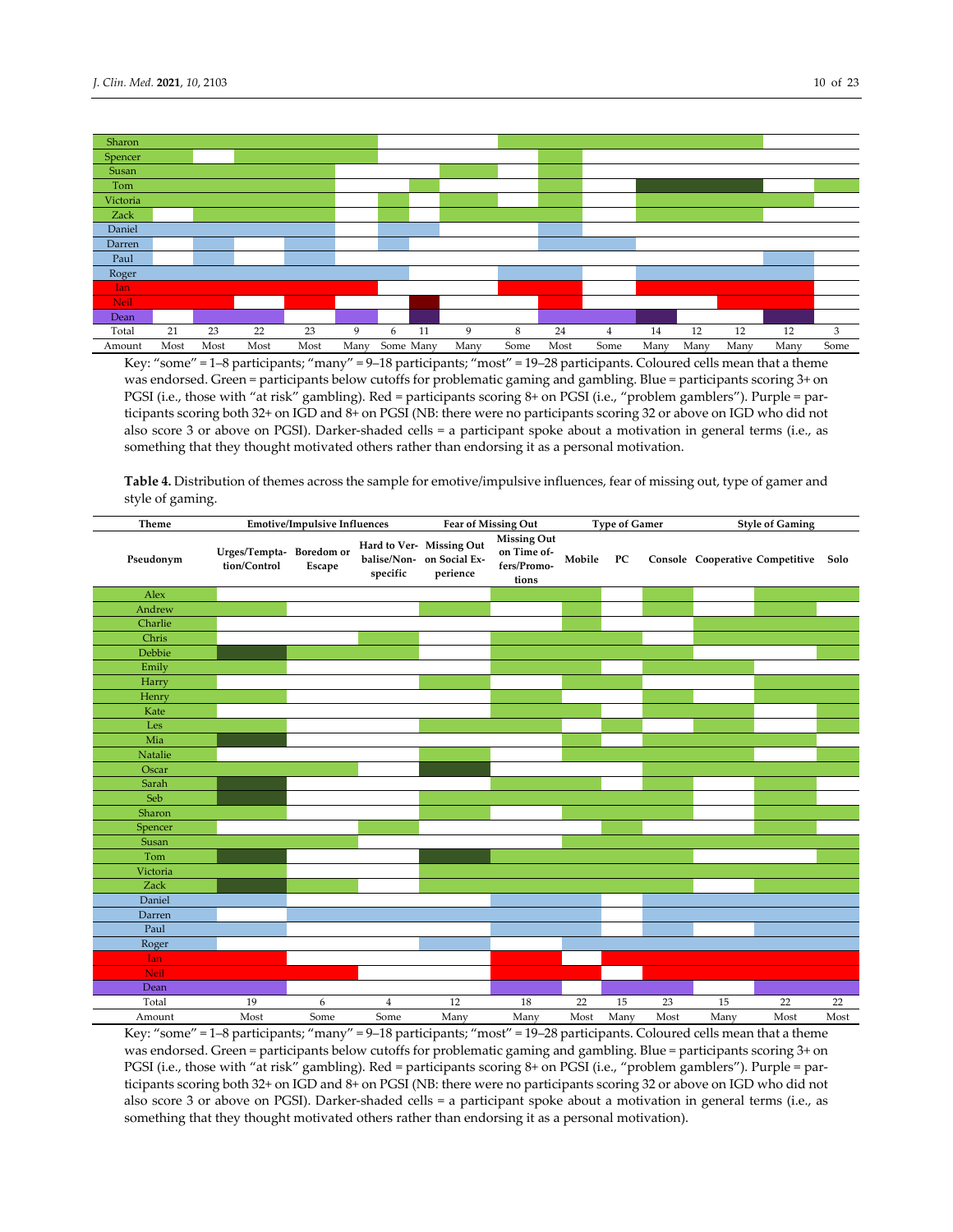| | | | | | | | | | | | | | | | | |
|---|---|---|---|---|---|---|---|---|---|---|---|---|---|---|---|---|
| Sharon | | | | | | | | | | | | | | | | |
| Spencer | | | | | | | | | | | | | | | | |
| Susan | | | | | | | | | | | | | | | | |
| Tom | | | | | | | | | | | | | | | | |
| Victoria | | | | | | | | | | | | | | | | |
| Zack | | | | | | | | | | | | | | | | |
| Daniel | | | | | | | | | | | | | | | | |
| Darren | | | | | | | | | | | | | | | | |
| Paul | | | | | | | | | | | | | | | | |
| Roger | | | | | | | | | | | | | | | | |
| Ian | | | | | | | | | | | | | | | | |
| Neil | | | | | | | | | | | | | | | | |
| Dean | | | | | | | | | | | | | | | | |
| Total | 21 | 23 | 22 | 23 | 9 | 6 | 11 | 9 | 8 | 24 | 4 | 14 | 12 | 12 | 12 | 3 |
| Amount | Most | Most | Most | Most | Many | Some | Many | Many | Some | Most | Some | Many | Many | Many | Many | Some |

Key: "some" = 1–8 participants; "many" = 9–18 participants; "most" = 19–28 participants. Coloured cells mean that a theme was endorsed. Green = participants below cutoffs for problematic gaming and gambling. Blue = participants scoring 3+ on PGSI (i.e., those with "at risk" gambling). Red = participants scoring 8+ on PGSI (i.e., "problem gamblers"). Purple = participants scoring both 32+ on IGD and 8+ on PGSI (NB: there were no participants scoring 32 or above on IGD who did not also score 3 or above on PGSI). Darker-shaded cells = a participant spoke about a motivation in general terms (i.e., as something that they thought motivated others rather than endorsing it as a personal motivation.

**Table 4.** Distribution of themes across the sample for emotive/impulsive influences, fear of missing out, type of gamer and style of gaming.

| Theme | Emotive/Impulsive Influences | | | Fear of Missing Out | | Type of Gamer | | | Style of Gaming | | |
|---|---|---|---|---|---|---|---|---|---|---|---|
| Pseudonym | Urges/Temptation/Control | Boredom or Escape | Hard to Verbalise/Non-specific | Missing Out on Social Experience | Missing Out on Time offers/Promotions | Mobile | PC | Console | Cooperative | Competitive | Solo |
| Alex | | | | | | | | | | | |
| Andrew | | | | | | | | | | | |
| Charlie | | | | | | | | | | | |
| Chris | | | | | | | | | | | |
| Debbie | | | | | | | | | | | |
| Emily | | | | | | | | | | | |
| Harry | | | | | | | | | | | |
| Henry | | | | | | | | | | | |
| Kate | | | | | | | | | | | |
| Les | | | | | | | | | | | |
| Mia | | | | | | | | | | | |
| Natalie | | | | | | | | | | | |
| Oscar | | | | | | | | | | | |
| Sarah | | | | | | | | | | | |
| Seb | | | | | | | | | | | |
| Sharon | | | | | | | | | | | |
| Spencer | | | | | | | | | | | |
| Susan | | | | | | | | | | | |
| Tom | | | | | | | | | | | |
| Victoria | | | | | | | | | | | |
| Zack | | | | | | | | | | | |
| Daniel | | | | | | | | | | | |
| Darren | | | | | | | | | | | |
| Paul | | | | | | | | | | | |
| Roger | | | | | | | | | | | |
| Ian | | | | | | | | | | | |
| Neil | | | | | | | | | | | |
| Dean | | | | | | | | | | | |
| Total | 19 | 6 | 4 | 12 | 18 | 22 | 15 | 23 | 15 | 22 | 22 |
| Amount | Most | Some | Some | Many | Many | Most | Many | Most | Many | Most | Most |

Key: "some" = 1–8 participants; "many" = 9–18 participants; "most" = 19–28 participants. Coloured cells mean that a theme was endorsed. Green = participants below cutoffs for problematic gaming and gambling. Blue = participants scoring 3+ on PGSI (i.e., those with "at risk" gambling). Red = participants scoring 8+ on PGSI (i.e., "problem gamblers"). Purple = participants scoring both 32+ on IGD and 8+ on PGSI (NB: there were no participants scoring 32 or above on IGD who did not also score 3 or above on PGSI). Darker-shaded cells = a participant spoke about a motivation in general terms (i.e., as something that they thought motivated others rather than endorsing it as a personal motivation).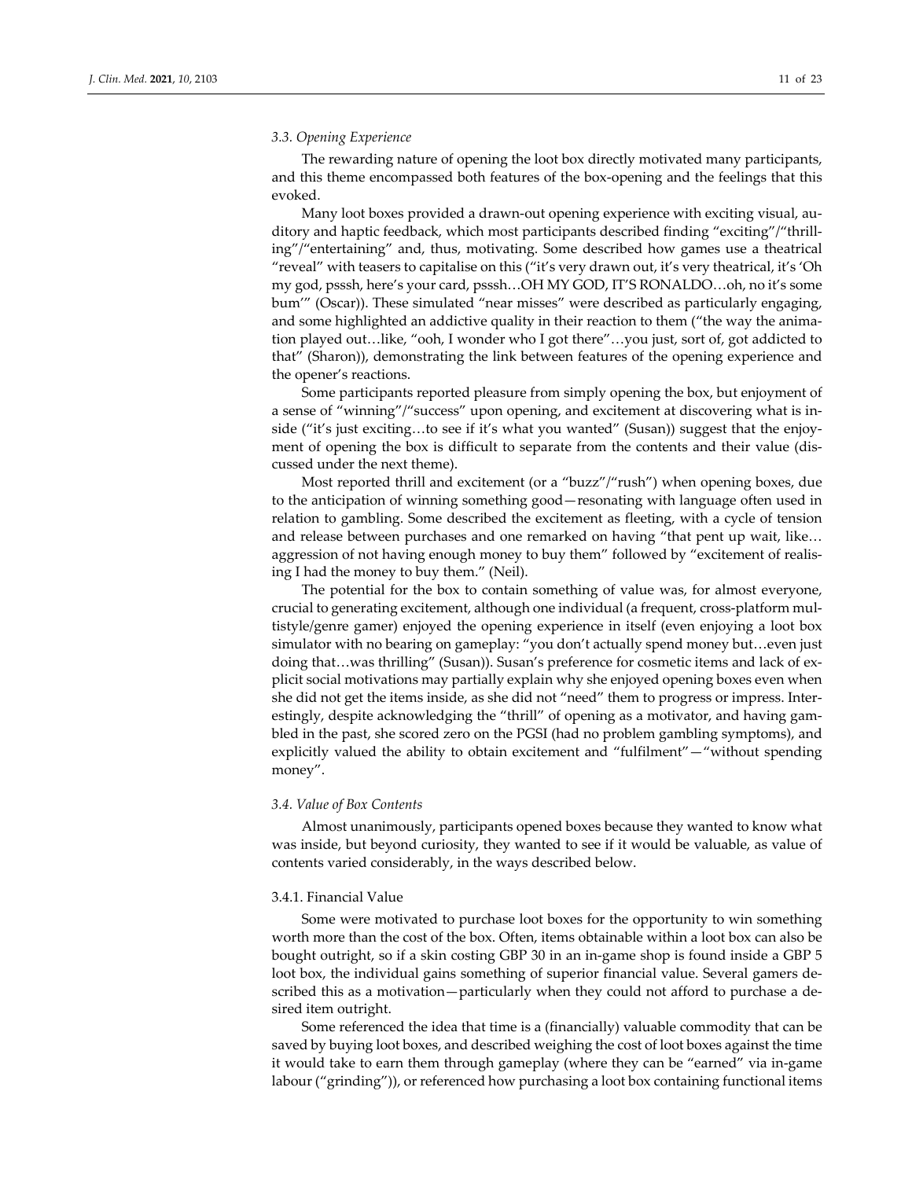### 3.3. Opening Experience

The rewarding nature of opening the loot box directly motivated many participants, and this theme encompassed both features of the box-opening and the feelings that this evoked.

Many loot boxes provided a drawn-out opening experience with exciting visual, auditory and haptic feedback, which most participants described finding "exciting"/"thrilling"/"entertaining" and, thus, motivating. Some described how games use a theatrical "reveal" with teasers to capitalise on this ("it's very drawn out, it's very theatrical, it's 'Oh my god, psssh, here's your card, psssh…OH MY GOD, IT'S RONALDO…oh, no it's some bum'" (Oscar)). These simulated "near misses" were described as particularly engaging, and some highlighted an addictive quality in their reaction to them ("the way the animation played out…like, "ooh, I wonder who I got there"…you just, sort of, got addicted to that" (Sharon)), demonstrating the link between features of the opening experience and the opener's reactions.

Some participants reported pleasure from simply opening the box, but enjoyment of a sense of "winning"/"success" upon opening, and excitement at discovering what is inside ("it's just exciting…to see if it's what you wanted" (Susan)) suggest that the enjoyment of opening the box is difficult to separate from the contents and their value (discussed under the next theme).

Most reported thrill and excitement (or a "buzz"/"rush") when opening boxes, due to the anticipation of winning something good—resonating with language often used in relation to gambling. Some described the excitement as fleeting, with a cycle of tension and release between purchases and one remarked on having "that pent up wait, like… aggression of not having enough money to buy them" followed by "excitement of realising I had the money to buy them." (Neil).

The potential for the box to contain something of value was, for almost everyone, crucial to generating excitement, although one individual (a frequent, cross-platform multistyle/genre gamer) enjoyed the opening experience in itself (even enjoying a loot box simulator with no bearing on gameplay: "you don't actually spend money but…even just doing that…was thrilling" (Susan)). Susan's preference for cosmetic items and lack of explicit social motivations may partially explain why she enjoyed opening boxes even when she did not get the items inside, as she did not "need" them to progress or impress. Interestingly, despite acknowledging the "thrill" of opening as a motivator, and having gambled in the past, she scored zero on the PGSI (had no problem gambling symptoms), and explicitly valued the ability to obtain excitement and "fulfilment"—"without spending money".

### 3.4. Value of Box Contents

Almost unanimously, participants opened boxes because they wanted to know what was inside, but beyond curiosity, they wanted to see if it would be valuable, as value of contents varied considerably, in the ways described below.

#### 3.4.1. Financial Value

Some were motivated to purchase loot boxes for the opportunity to win something worth more than the cost of the box. Often, items obtainable within a loot box can also be bought outright, so if a skin costing GBP 30 in an in-game shop is found inside a GBP 5 loot box, the individual gains something of superior financial value. Several gamers described this as a motivation—particularly when they could not afford to purchase a desired item outright.

Some referenced the idea that time is a (financially) valuable commodity that can be saved by buying loot boxes, and described weighing the cost of loot boxes against the time it would take to earn them through gameplay (where they can be "earned" via in-game labour ("grinding")), or referenced how purchasing a loot box containing functional items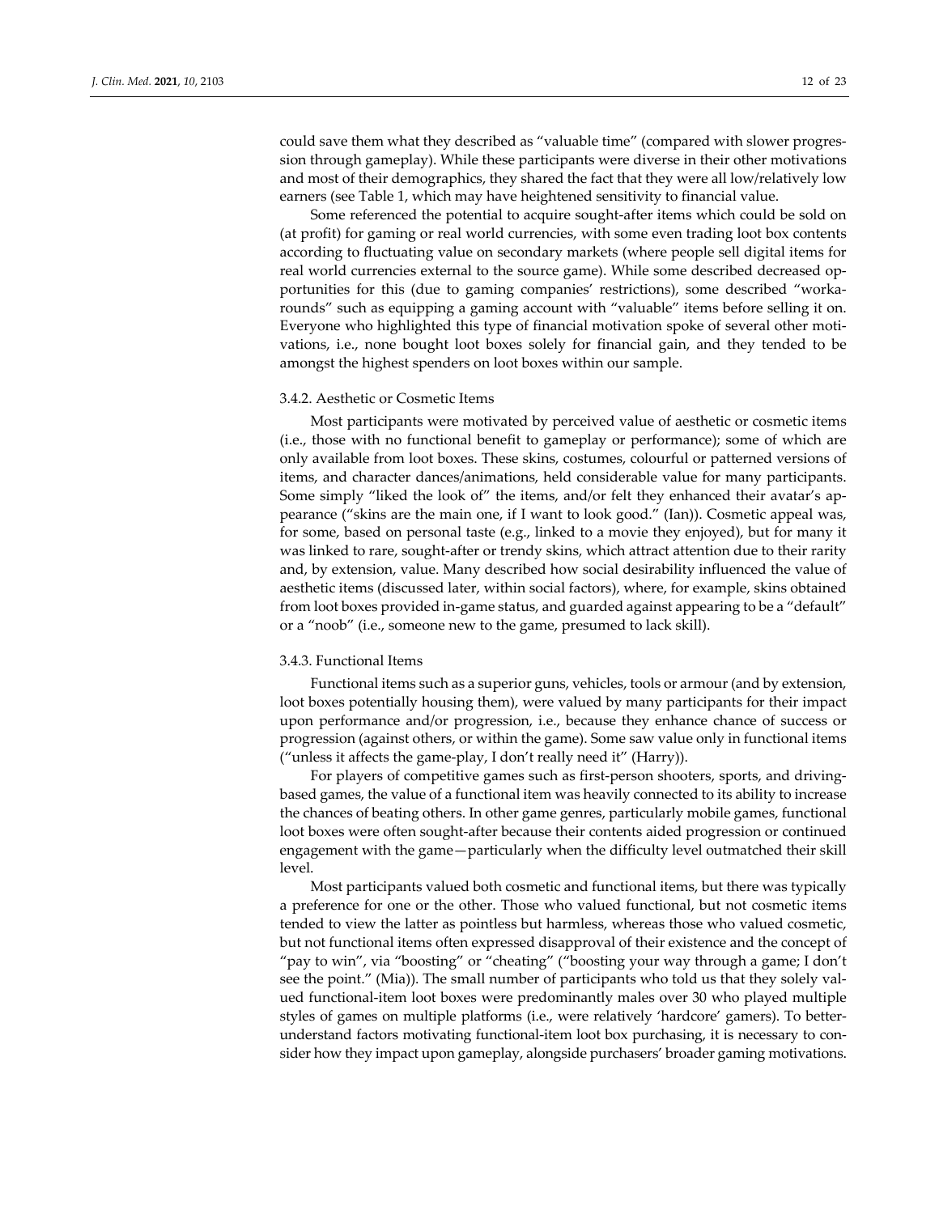could save them what they described as "valuable time" (compared with slower progression through gameplay). While these participants were diverse in their other motivations and most of their demographics, they shared the fact that they were all low/relatively low earners (see Table 1, which may have heightened sensitivity to financial value.

Some referenced the potential to acquire sought-after items which could be sold on (at profit) for gaming or real world currencies, with some even trading loot box contents according to fluctuating value on secondary markets (where people sell digital items for real world currencies external to the source game). While some described decreased opportunities for this (due to gaming companies' restrictions), some described "workarounds" such as equipping a gaming account with "valuable" items before selling it on. Everyone who highlighted this type of financial motivation spoke of several other motivations, i.e., none bought loot boxes solely for financial gain, and they tended to be amongst the highest spenders on loot boxes within our sample.

### 3.4.2. Aesthetic or Cosmetic Items

Most participants were motivated by perceived value of aesthetic or cosmetic items (i.e., those with no functional benefit to gameplay or performance); some of which are only available from loot boxes. These skins, costumes, colourful or patterned versions of items, and character dances/animations, held considerable value for many participants. Some simply "liked the look of" the items, and/or felt they enhanced their avatar's appearance ("skins are the main one, if I want to look good." (Ian)). Cosmetic appeal was, for some, based on personal taste (e.g., linked to a movie they enjoyed), but for many it was linked to rare, sought-after or trendy skins, which attract attention due to their rarity and, by extension, value. Many described how social desirability influenced the value of aesthetic items (discussed later, within social factors), where, for example, skins obtained from loot boxes provided in-game status, and guarded against appearing to be a "default" or a "noob" (i.e., someone new to the game, presumed to lack skill).

### 3.4.3. Functional Items

Functional items such as a superior guns, vehicles, tools or armour (and by extension, loot boxes potentially housing them), were valued by many participants for their impact upon performance and/or progression, i.e., because they enhance chance of success or progression (against others, or within the game). Some saw value only in functional items ("unless it affects the game-play, I don't really need it" (Harry)).

For players of competitive games such as first-person shooters, sports, and driving-based games, the value of a functional item was heavily connected to its ability to increase the chances of beating others. In other game genres, particularly mobile games, functional loot boxes were often sought-after because their contents aided progression or continued engagement with the game—particularly when the difficulty level outmatched their skill level.

Most participants valued both cosmetic and functional items, but there was typically a preference for one or the other. Those who valued functional, but not cosmetic items tended to view the latter as pointless but harmless, whereas those who valued cosmetic, but not functional items often expressed disapproval of their existence and the concept of "pay to win", via "boosting" or "cheating" ("boosting your way through a game; I don't see the point." (Mia)). The small number of participants who told us that they solely valued functional-item loot boxes were predominantly males over 30 who played multiple styles of games on multiple platforms (i.e., were relatively 'hardcore' gamers). To better-understand factors motivating functional-item loot box purchasing, it is necessary to consider how they impact upon gameplay, alongside purchasers' broader gaming motivations.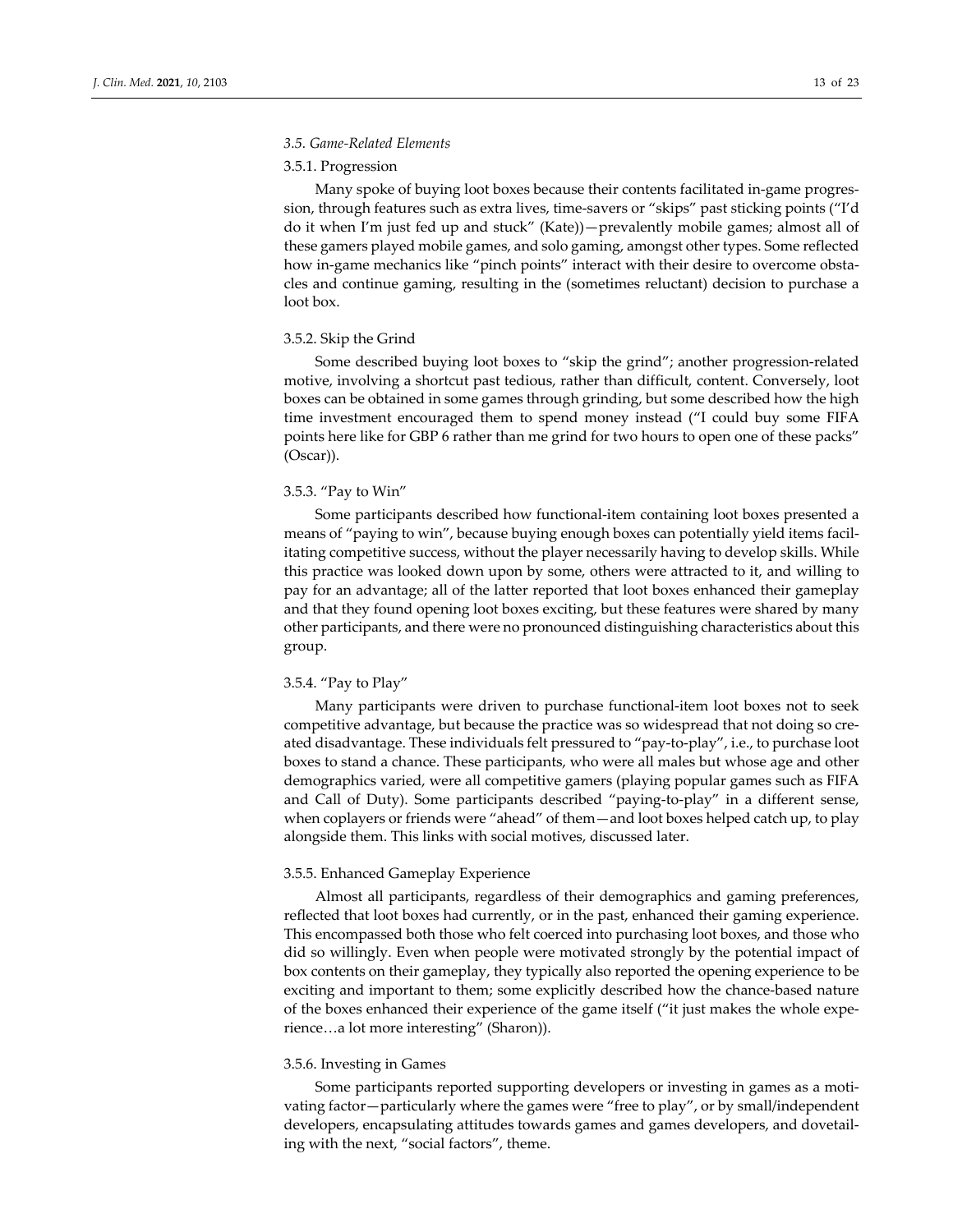### *3.5. Game-Related Elements*

#### 3.5.1. Progression

Many spoke of buying loot boxes because their contents facilitated in-game progression, through features such as extra lives, time-savers or "skips" past sticking points ("I'd do it when I'm just fed up and stuck" (Kate))—prevalently mobile games; almost all of these gamers played mobile games, and solo gaming, amongst other types. Some reflected how in-game mechanics like "pinch points" interact with their desire to overcome obstacles and continue gaming, resulting in the (sometimes reluctant) decision to purchase a loot box.

#### 3.5.2. Skip the Grind

Some described buying loot boxes to "skip the grind"; another progression-related motive, involving a shortcut past tedious, rather than difficult, content. Conversely, loot boxes can be obtained in some games through grinding, but some described how the high time investment encouraged them to spend money instead ("I could buy some FIFA points here like for GBP 6 rather than me grind for two hours to open one of these packs" (Oscar)).

#### 3.5.3. "Pay to Win"

Some participants described how functional-item containing loot boxes presented a means of "paying to win", because buying enough boxes can potentially yield items facilitating competitive success, without the player necessarily having to develop skills. While this practice was looked down upon by some, others were attracted to it, and willing to pay for an advantage; all of the latter reported that loot boxes enhanced their gameplay and that they found opening loot boxes exciting, but these features were shared by many other participants, and there were no pronounced distinguishing characteristics about this group.

#### 3.5.4. "Pay to Play"

Many participants were driven to purchase functional-item loot boxes not to seek competitive advantage, but because the practice was so widespread that not doing so created disadvantage. These individuals felt pressured to "pay-to-play", i.e., to purchase loot boxes to stand a chance. These participants, who were all males but whose age and other demographics varied, were all competitive gamers (playing popular games such as FIFA and Call of Duty). Some participants described "paying-to-play" in a different sense, when coplayers or friends were "ahead" of them—and loot boxes helped catch up, to play alongside them. This links with social motives, discussed later.

#### 3.5.5. Enhanced Gameplay Experience

Almost all participants, regardless of their demographics and gaming preferences, reflected that loot boxes had currently, or in the past, enhanced their gaming experience. This encompassed both those who felt coerced into purchasing loot boxes, and those who did so willingly. Even when people were motivated strongly by the potential impact of box contents on their gameplay, they typically also reported the opening experience to be exciting and important to them; some explicitly described how the chance-based nature of the boxes enhanced their experience of the game itself ("it just makes the whole experience…a lot more interesting" (Sharon)).

#### 3.5.6. Investing in Games

Some participants reported supporting developers or investing in games as a motivating factor—particularly where the games were "free to play", or by small/independent developers, encapsulating attitudes towards games and games developers, and dovetailing with the next, "social factors", theme.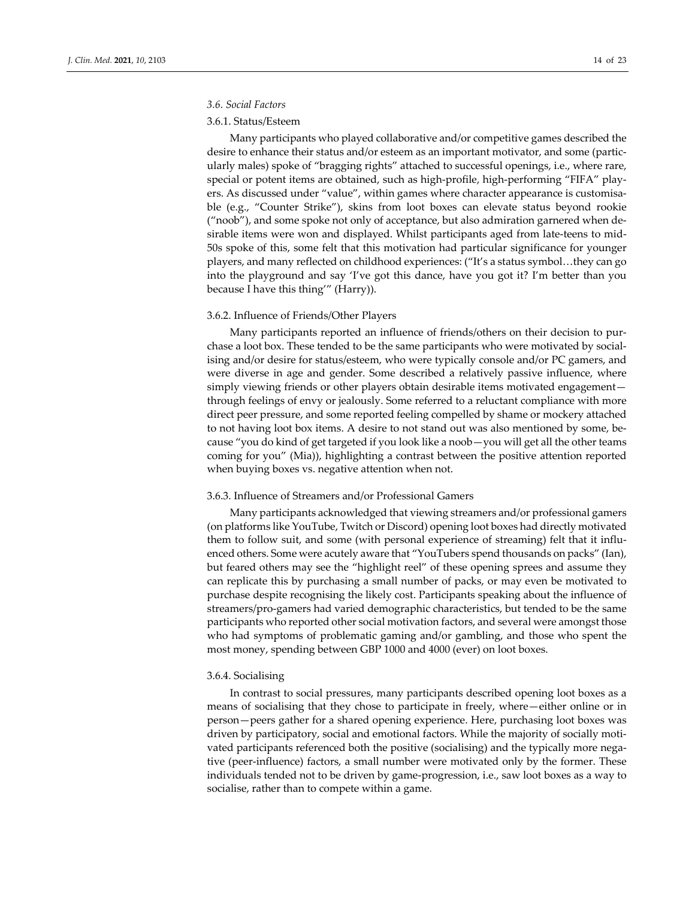### 3.6. Social Factors

#### 3.6.1. Status/Esteem

Many participants who played collaborative and/or competitive games described the desire to enhance their status and/or esteem as an important motivator, and some (particularly males) spoke of "bragging rights" attached to successful openings, i.e., where rare, special or potent items are obtained, such as high-profile, high-performing "FIFA" players. As discussed under "value", within games where character appearance is customisable (e.g., "Counter Strike"), skins from loot boxes can elevate status beyond rookie ("noob"), and some spoke not only of acceptance, but also admiration garnered when desirable items were won and displayed. Whilst participants aged from late-teens to mid-50s spoke of this, some felt that this motivation had particular significance for younger players, and many reflected on childhood experiences: ("It's a status symbol…they can go into the playground and say 'I've got this dance, have you got it? I'm better than you because I have this thing'" (Harry)).

#### 3.6.2. Influence of Friends/Other Players

Many participants reported an influence of friends/others on their decision to purchase a loot box. These tended to be the same participants who were motivated by socialising and/or desire for status/esteem, who were typically console and/or PC gamers, and were diverse in age and gender. Some described a relatively passive influence, where simply viewing friends or other players obtain desirable items motivated engagement—through feelings of envy or jealously. Some referred to a reluctant compliance with more direct peer pressure, and some reported feeling compelled by shame or mockery attached to not having loot box items. A desire to not stand out was also mentioned by some, because "you do kind of get targeted if you look like a noob—you will get all the other teams coming for you" (Mia)), highlighting a contrast between the positive attention reported when buying boxes vs. negative attention when not.

#### 3.6.3. Influence of Streamers and/or Professional Gamers

Many participants acknowledged that viewing streamers and/or professional gamers (on platforms like YouTube, Twitch or Discord) opening loot boxes had directly motivated them to follow suit, and some (with personal experience of streaming) felt that it influenced others. Some were acutely aware that "YouTubers spend thousands on packs" (Ian), but feared others may see the "highlight reel" of these opening sprees and assume they can replicate this by purchasing a small number of packs, or may even be motivated to purchase despite recognising the likely cost. Participants speaking about the influence of streamers/pro-gamers had varied demographic characteristics, but tended to be the same participants who reported other social motivation factors, and several were amongst those who had symptoms of problematic gaming and/or gambling, and those who spent the most money, spending between GBP 1000 and 4000 (ever) on loot boxes.

#### 3.6.4. Socialising

In contrast to social pressures, many participants described opening loot boxes as a means of socialising that they chose to participate in freely, where—either online or in person—peers gather for a shared opening experience. Here, purchasing loot boxes was driven by participatory, social and emotional factors. While the majority of socially motivated participants referenced both the positive (socialising) and the typically more negative (peer-influence) factors, a small number were motivated only by the former. These individuals tended not to be driven by game-progression, i.e., saw loot boxes as a way to socialise, rather than to compete within a game.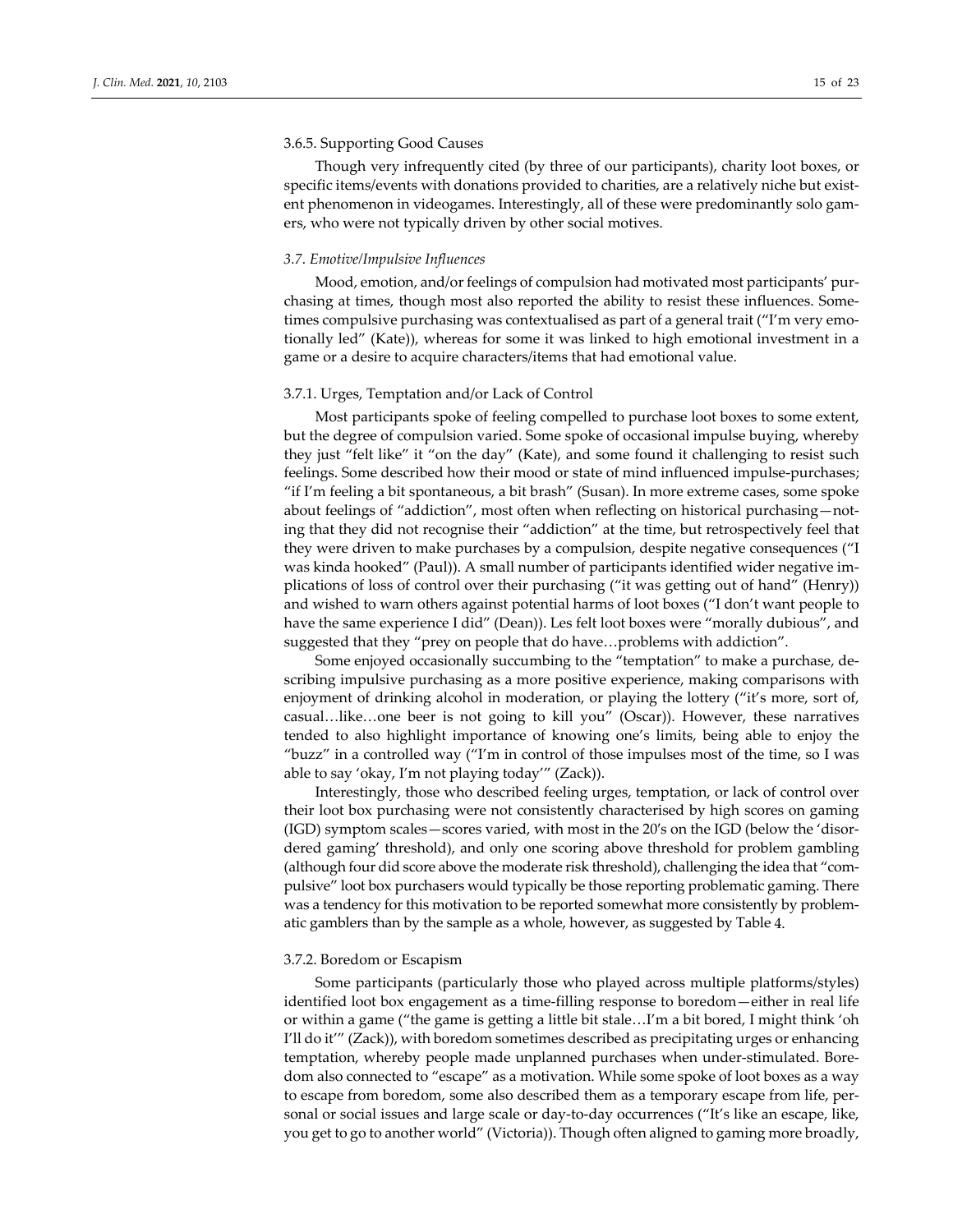#### 3.6.5. Supporting Good Causes

Though very infrequently cited (by three of our participants), charity loot boxes, or specific items/events with donations provided to charities, are a relatively niche but existent phenomenon in videogames. Interestingly, all of these were predominantly solo gamers, who were not typically driven by other social motives.

### *3.7. Emotive/Impulsive Influences*

Mood, emotion, and/or feelings of compulsion had motivated most participants' purchasing at times, though most also reported the ability to resist these influences. Sometimes compulsive purchasing was contextualised as part of a general trait ("I'm very emotionally led" (Kate)), whereas for some it was linked to high emotional investment in a game or a desire to acquire characters/items that had emotional value.

#### 3.7.1. Urges, Temptation and/or Lack of Control

Most participants spoke of feeling compelled to purchase loot boxes to some extent, but the degree of compulsion varied. Some spoke of occasional impulse buying, whereby they just "felt like" it "on the day" (Kate), and some found it challenging to resist such feelings. Some described how their mood or state of mind influenced impulse-purchases; "if I'm feeling a bit spontaneous, a bit brash" (Susan). In more extreme cases, some spoke about feelings of "addiction", most often when reflecting on historical purchasing—noting that they did not recognise their "addiction" at the time, but retrospectively feel that they were driven to make purchases by a compulsion, despite negative consequences ("I was kinda hooked" (Paul)). A small number of participants identified wider negative implications of loss of control over their purchasing ("it was getting out of hand" (Henry)) and wished to warn others against potential harms of loot boxes ("I don't want people to have the same experience I did" (Dean)). Les felt loot boxes were "morally dubious", and suggested that they "prey on people that do have…problems with addiction".

Some enjoyed occasionally succumbing to the "temptation" to make a purchase, describing impulsive purchasing as a more positive experience, making comparisons with enjoyment of drinking alcohol in moderation, or playing the lottery ("it's more, sort of, casual…like…one beer is not going to kill you" (Oscar)). However, these narratives tended to also highlight importance of knowing one's limits, being able to enjoy the "buzz" in a controlled way ("I'm in control of those impulses most of the time, so I was able to say 'okay, I'm not playing today'" (Zack)).

Interestingly, those who described feeling urges, temptation, or lack of control over their loot box purchasing were not consistently characterised by high scores on gaming (IGD) symptom scales—scores varied, with most in the 20's on the IGD (below the 'disordered gaming' threshold), and only one scoring above threshold for problem gambling (although four did score above the moderate risk threshold), challenging the idea that "compulsive" loot box purchasers would typically be those reporting problematic gaming. There was a tendency for this motivation to be reported somewhat more consistently by problematic gamblers than by the sample as a whole, however, as suggested by Table 4.

#### 3.7.2. Boredom or Escapism

Some participants (particularly those who played across multiple platforms/styles) identified loot box engagement as a time-filling response to boredom—either in real life or within a game ("the game is getting a little bit stale…I'm a bit bored, I might think 'oh I'll do it'" (Zack)), with boredom sometimes described as precipitating urges or enhancing temptation, whereby people made unplanned purchases when under-stimulated. Boredom also connected to "escape" as a motivation. While some spoke of loot boxes as a way to escape from boredom, some also described them as a temporary escape from life, personal or social issues and large scale or day-to-day occurrences ("It's like an escape, like, you get to go to another world" (Victoria)). Though often aligned to gaming more broadly,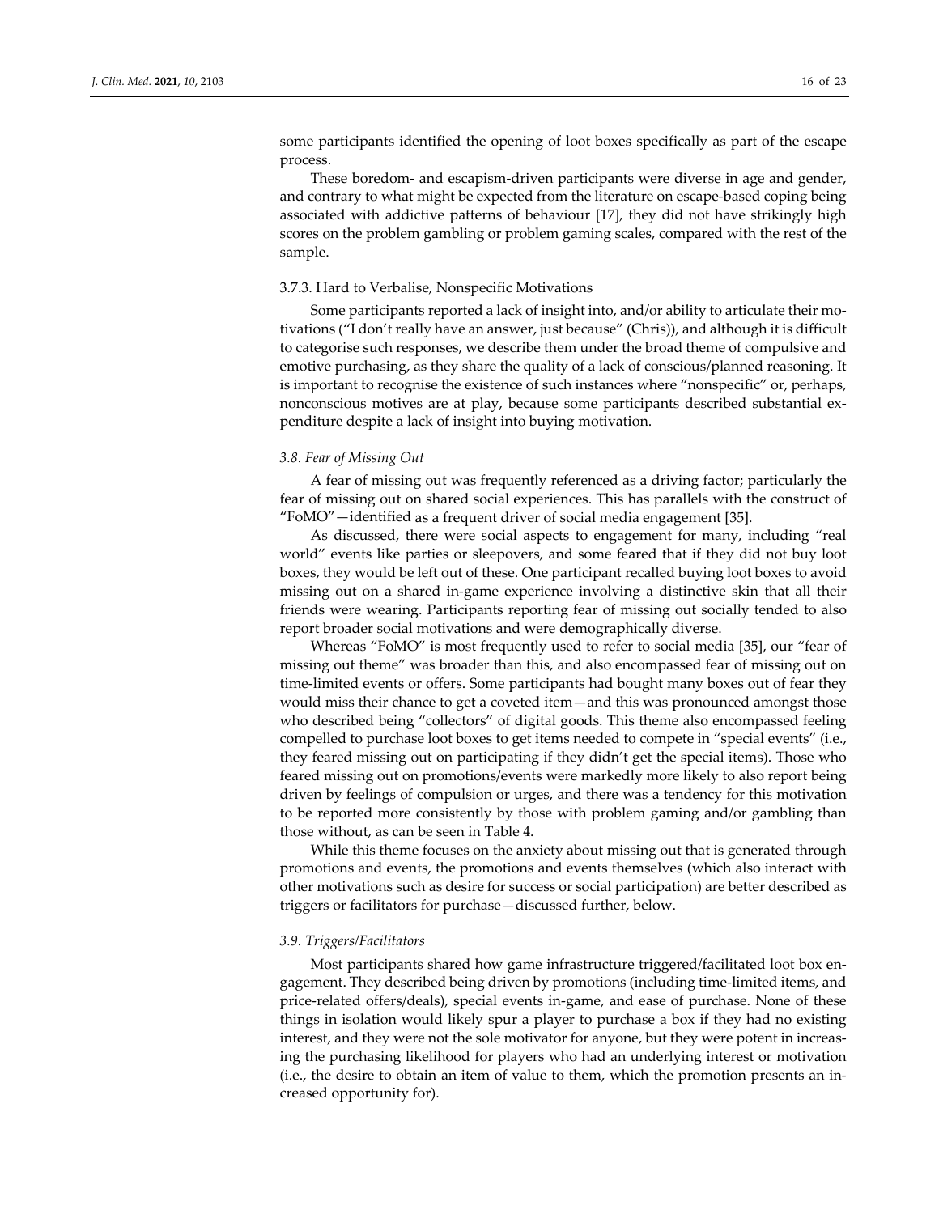some participants identified the opening of loot boxes specifically as part of the escape process.

These boredom- and escapism-driven participants were diverse in age and gender, and contrary to what might be expected from the literature on escape-based coping being associated with addictive patterns of behaviour [17], they did not have strikingly high scores on the problem gambling or problem gaming scales, compared with the rest of the sample.

#### 3.7.3. Hard to Verbalise, Nonspecific Motivations

Some participants reported a lack of insight into, and/or ability to articulate their motivations ("I don't really have an answer, just because" (Chris)), and although it is difficult to categorise such responses, we describe them under the broad theme of compulsive and emotive purchasing, as they share the quality of a lack of conscious/planned reasoning. It is important to recognise the existence of such instances where "nonspecific" or, perhaps, nonconscious motives are at play, because some participants described substantial expenditure despite a lack of insight into buying motivation.

### *3.8. Fear of Missing Out*

A fear of missing out was frequently referenced as a driving factor; particularly the fear of missing out on shared social experiences. This has parallels with the construct of "FoMO"—identified as a frequent driver of social media engagement [35].

As discussed, there were social aspects to engagement for many, including "real world" events like parties or sleepovers, and some feared that if they did not buy loot boxes, they would be left out of these. One participant recalled buying loot boxes to avoid missing out on a shared in-game experience involving a distinctive skin that all their friends were wearing. Participants reporting fear of missing out socially tended to also report broader social motivations and were demographically diverse.

Whereas "FoMO" is most frequently used to refer to social media [35], our "fear of missing out theme" was broader than this, and also encompassed fear of missing out on time-limited events or offers. Some participants had bought many boxes out of fear they would miss their chance to get a coveted item—and this was pronounced amongst those who described being "collectors" of digital goods. This theme also encompassed feeling compelled to purchase loot boxes to get items needed to compete in "special events" (i.e., they feared missing out on participating if they didn't get the special items). Those who feared missing out on promotions/events were markedly more likely to also report being driven by feelings of compulsion or urges, and there was a tendency for this motivation to be reported more consistently by those with problem gaming and/or gambling than those without, as can be seen in Table 4.

While this theme focuses on the anxiety about missing out that is generated through promotions and events, the promotions and events themselves (which also interact with other motivations such as desire for success or social participation) are better described as triggers or facilitators for purchase—discussed further, below.

### *3.9. Triggers/Facilitators*

Most participants shared how game infrastructure triggered/facilitated loot box engagement. They described being driven by promotions (including time-limited items, and price-related offers/deals), special events in-game, and ease of purchase. None of these things in isolation would likely spur a player to purchase a box if they had no existing interest, and they were not the sole motivator for anyone, but they were potent in increasing the purchasing likelihood for players who had an underlying interest or motivation (i.e., the desire to obtain an item of value to them, which the promotion presents an increased opportunity for).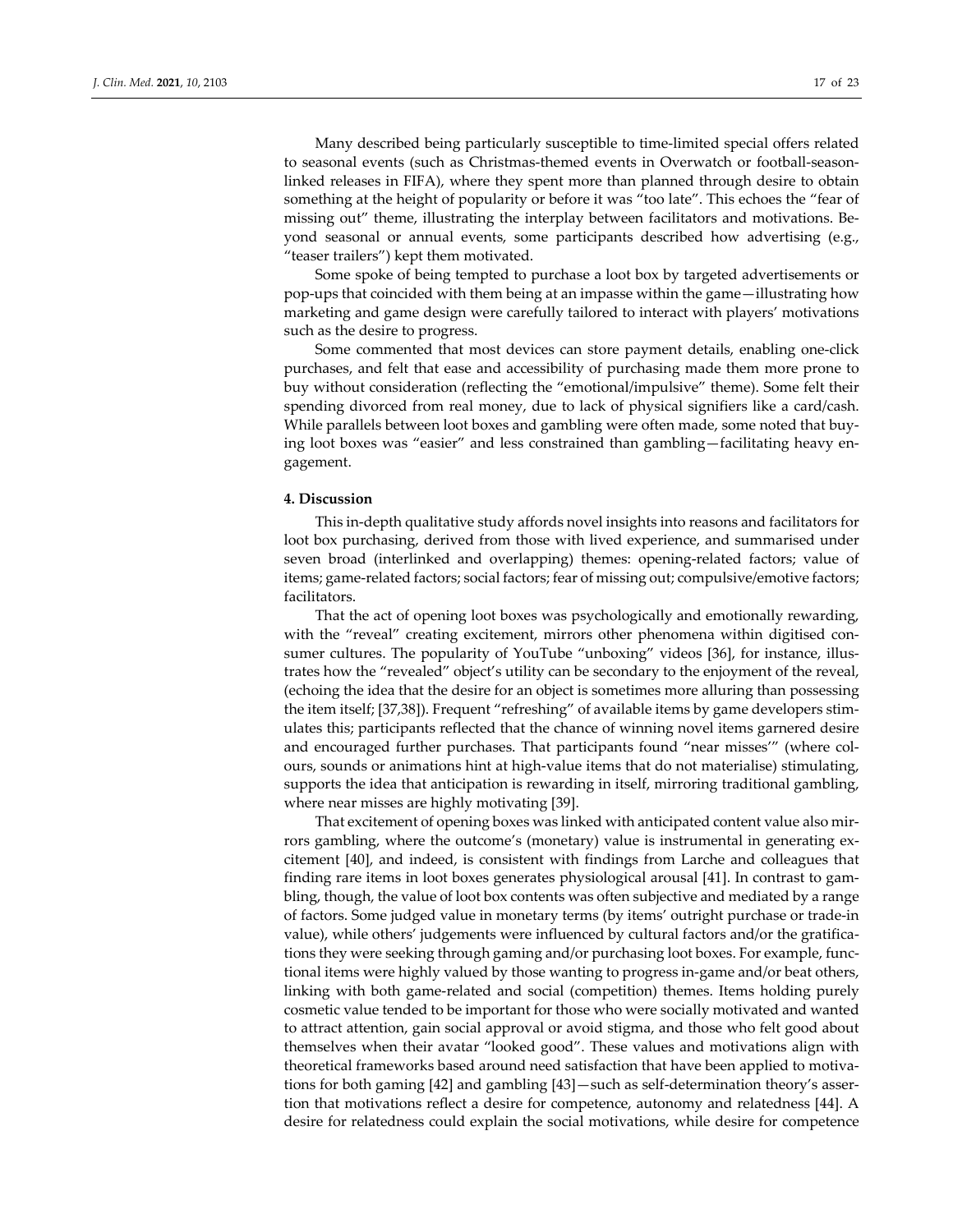Many described being particularly susceptible to time-limited special offers related to seasonal events (such as Christmas-themed events in Overwatch or football-season-linked releases in FIFA), where they spent more than planned through desire to obtain something at the height of popularity or before it was "too late". This echoes the "fear of missing out" theme, illustrating the interplay between facilitators and motivations. Beyond seasonal or annual events, some participants described how advertising (e.g., "teaser trailers") kept them motivated.

Some spoke of being tempted to purchase a loot box by targeted advertisements or pop-ups that coincided with them being at an impasse within the game—illustrating how marketing and game design were carefully tailored to interact with players' motivations such as the desire to progress.

Some commented that most devices can store payment details, enabling one-click purchases, and felt that ease and accessibility of purchasing made them more prone to buy without consideration (reflecting the "emotional/impulsive" theme). Some felt their spending divorced from real money, due to lack of physical signifiers like a card/cash. While parallels between loot boxes and gambling were often made, some noted that buying loot boxes was "easier" and less constrained than gambling—facilitating heavy engagement.

## 4. Discussion

This in-depth qualitative study affords novel insights into reasons and facilitators for loot box purchasing, derived from those with lived experience, and summarised under seven broad (interlinked and overlapping) themes: opening-related factors; value of items; game-related factors; social factors; fear of missing out; compulsive/emotive factors; facilitators.

That the act of opening loot boxes was psychologically and emotionally rewarding, with the "reveal" creating excitement, mirrors other phenomena within digitised consumer cultures. The popularity of YouTube "unboxing" videos [36], for instance, illustrates how the "revealed" object's utility can be secondary to the enjoyment of the reveal, (echoing the idea that the desire for an object is sometimes more alluring than possessing the item itself; [37,38]). Frequent "refreshing" of available items by game developers stimulates this; participants reflected that the chance of winning novel items garnered desire and encouraged further purchases. That participants found "near misses'" (where colours, sounds or animations hint at high-value items that do not materialise) stimulating, supports the idea that anticipation is rewarding in itself, mirroring traditional gambling, where near misses are highly motivating [39].

That excitement of opening boxes was linked with anticipated content value also mirrors gambling, where the outcome's (monetary) value is instrumental in generating excitement [40], and indeed, is consistent with findings from Larche and colleagues that finding rare items in loot boxes generates physiological arousal [41]. In contrast to gambling, though, the value of loot box contents was often subjective and mediated by a range of factors. Some judged value in monetary terms (by items' outright purchase or trade-in value), while others' judgements were influenced by cultural factors and/or the gratifications they were seeking through gaming and/or purchasing loot boxes. For example, functional items were highly valued by those wanting to progress in-game and/or beat others, linking with both game-related and social (competition) themes. Items holding purely cosmetic value tended to be important for those who were socially motivated and wanted to attract attention, gain social approval or avoid stigma, and those who felt good about themselves when their avatar "looked good". These values and motivations align with theoretical frameworks based around need satisfaction that have been applied to motivations for both gaming [42] and gambling [43]—such as self-determination theory's assertion that motivations reflect a desire for competence, autonomy and relatedness [44]. A desire for relatedness could explain the social motivations, while desire for competence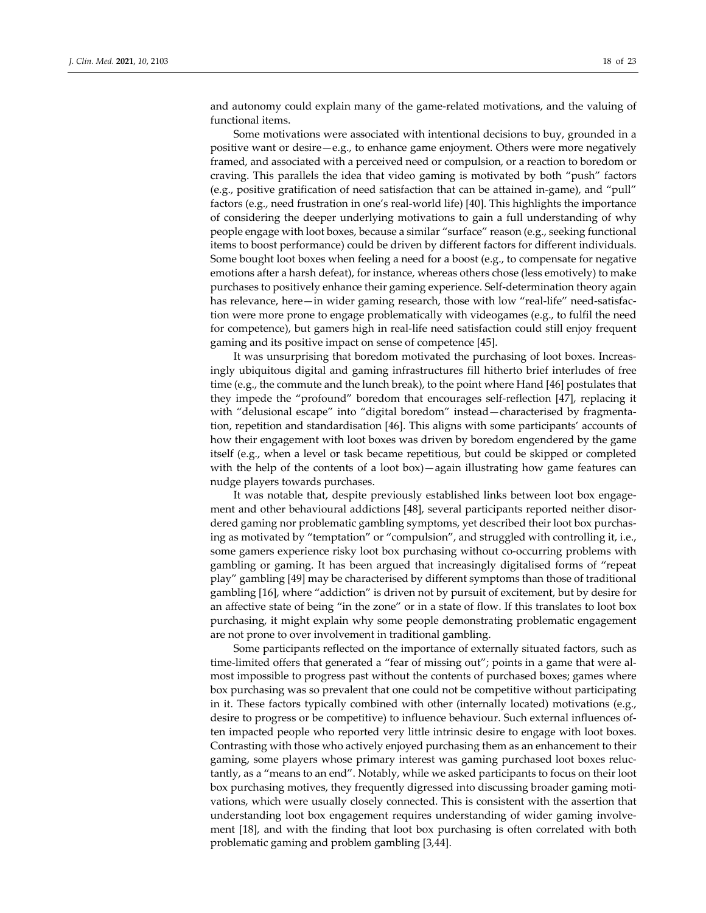and autonomy could explain many of the game-related motivations, and the valuing of functional items.

Some motivations were associated with intentional decisions to buy, grounded in a positive want or desire—e.g., to enhance game enjoyment. Others were more negatively framed, and associated with a perceived need or compulsion, or a reaction to boredom or craving. This parallels the idea that video gaming is motivated by both "push" factors (e.g., positive gratification of need satisfaction that can be attained in-game), and "pull" factors (e.g., need frustration in one's real-world life) [40]. This highlights the importance of considering the deeper underlying motivations to gain a full understanding of why people engage with loot boxes, because a similar "surface" reason (e.g., seeking functional items to boost performance) could be driven by different factors for different individuals. Some bought loot boxes when feeling a need for a boost (e.g., to compensate for negative emotions after a harsh defeat), for instance, whereas others chose (less emotively) to make purchases to positively enhance their gaming experience. Self-determination theory again has relevance, here—in wider gaming research, those with low "real-life" need-satisfaction were more prone to engage problematically with videogames (e.g., to fulfil the need for competence), but gamers high in real-life need satisfaction could still enjoy frequent gaming and its positive impact on sense of competence [45].

It was unsurprising that boredom motivated the purchasing of loot boxes. Increasingly ubiquitous digital and gaming infrastructures fill hitherto brief interludes of free time (e.g., the commute and the lunch break), to the point where Hand [46] postulates that they impede the "profound" boredom that encourages self-reflection [47], replacing it with "delusional escape" into "digital boredom" instead—characterised by fragmentation, repetition and standardisation [46]. This aligns with some participants' accounts of how their engagement with loot boxes was driven by boredom engendered by the game itself (e.g., when a level or task became repetitious, but could be skipped or completed with the help of the contents of a loot box)—again illustrating how game features can nudge players towards purchases.

It was notable that, despite previously established links between loot box engagement and other behavioural addictions [48], several participants reported neither disordered gaming nor problematic gambling symptoms, yet described their loot box purchasing as motivated by "temptation" or "compulsion", and struggled with controlling it, i.e., some gamers experience risky loot box purchasing without co-occurring problems with gambling or gaming. It has been argued that increasingly digitalised forms of "repeat play" gambling [49] may be characterised by different symptoms than those of traditional gambling [16], where "addiction" is driven not by pursuit of excitement, but by desire for an affective state of being "in the zone" or in a state of flow. If this translates to loot box purchasing, it might explain why some people demonstrating problematic engagement are not prone to over involvement in traditional gambling.

Some participants reflected on the importance of externally situated factors, such as time-limited offers that generated a "fear of missing out"; points in a game that were almost impossible to progress past without the contents of purchased boxes; games where box purchasing was so prevalent that one could not be competitive without participating in it. These factors typically combined with other (internally located) motivations (e.g., desire to progress or be competitive) to influence behaviour. Such external influences often impacted people who reported very little intrinsic desire to engage with loot boxes. Contrasting with those who actively enjoyed purchasing them as an enhancement to their gaming, some players whose primary interest was gaming purchased loot boxes reluctantly, as a "means to an end". Notably, while we asked participants to focus on their loot box purchasing motives, they frequently digressed into discussing broader gaming motivations, which were usually closely connected. This is consistent with the assertion that understanding loot box engagement requires understanding of wider gaming involvement [18], and with the finding that loot box purchasing is often correlated with both problematic gaming and problem gambling [3,44].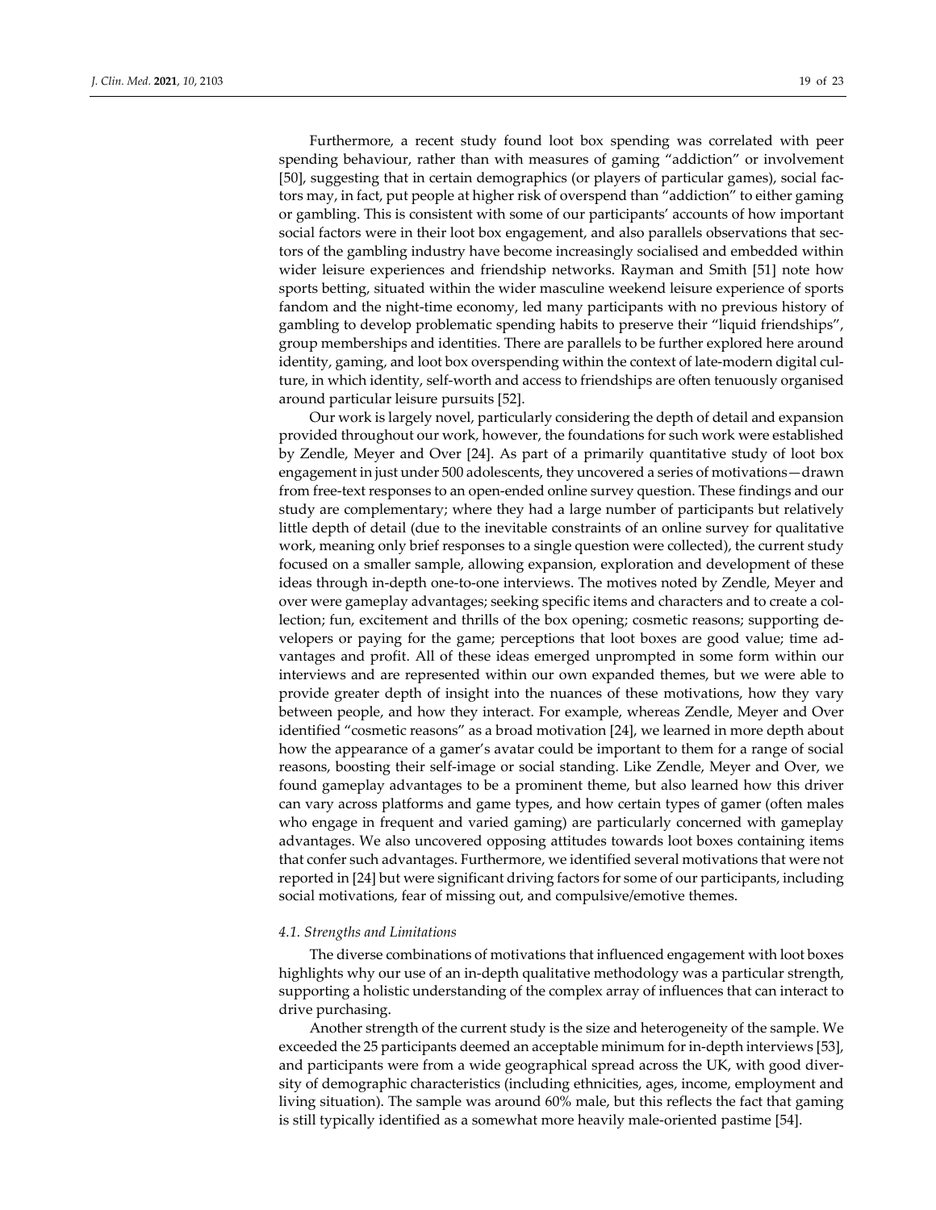Furthermore, a recent study found loot box spending was correlated with peer spending behaviour, rather than with measures of gaming "addiction" or involvement [50], suggesting that in certain demographics (or players of particular games), social factors may, in fact, put people at higher risk of overspend than "addiction" to either gaming or gambling. This is consistent with some of our participants' accounts of how important social factors were in their loot box engagement, and also parallels observations that sectors of the gambling industry have become increasingly socialised and embedded within wider leisure experiences and friendship networks. Rayman and Smith [51] note how sports betting, situated within the wider masculine weekend leisure experience of sports fandom and the night-time economy, led many participants with no previous history of gambling to develop problematic spending habits to preserve their "liquid friendships", group memberships and identities. There are parallels to be further explored here around identity, gaming, and loot box overspending within the context of late-modern digital culture, in which identity, self-worth and access to friendships are often tenuously organised around particular leisure pursuits [52].

Our work is largely novel, particularly considering the depth of detail and expansion provided throughout our work, however, the foundations for such work were established by Zendle, Meyer and Over [24]. As part of a primarily quantitative study of loot box engagement in just under 500 adolescents, they uncovered a series of motivations—drawn from free-text responses to an open-ended online survey question. These findings and our study are complementary; where they had a large number of participants but relatively little depth of detail (due to the inevitable constraints of an online survey for qualitative work, meaning only brief responses to a single question were collected), the current study focused on a smaller sample, allowing expansion, exploration and development of these ideas through in-depth one-to-one interviews. The motives noted by Zendle, Meyer and over were gameplay advantages; seeking specific items and characters and to create a collection; fun, excitement and thrills of the box opening; cosmetic reasons; supporting developers or paying for the game; perceptions that loot boxes are good value; time advantages and profit. All of these ideas emerged unprompted in some form within our interviews and are represented within our own expanded themes, but we were able to provide greater depth of insight into the nuances of these motivations, how they vary between people, and how they interact. For example, whereas Zendle, Meyer and Over identified "cosmetic reasons" as a broad motivation [24], we learned in more depth about how the appearance of a gamer's avatar could be important to them for a range of social reasons, boosting their self-image or social standing. Like Zendle, Meyer and Over, we found gameplay advantages to be a prominent theme, but also learned how this driver can vary across platforms and game types, and how certain types of gamer (often males who engage in frequent and varied gaming) are particularly concerned with gameplay advantages. We also uncovered opposing attitudes towards loot boxes containing items that confer such advantages. Furthermore, we identified several motivations that were not reported in [24] but were significant driving factors for some of our participants, including social motivations, fear of missing out, and compulsive/emotive themes.

### *4.1. Strengths and Limitations*

The diverse combinations of motivations that influenced engagement with loot boxes highlights why our use of an in-depth qualitative methodology was a particular strength, supporting a holistic understanding of the complex array of influences that can interact to drive purchasing.

Another strength of the current study is the size and heterogeneity of the sample. We exceeded the 25 participants deemed an acceptable minimum for in-depth interviews [53], and participants were from a wide geographical spread across the UK, with good diversity of demographic characteristics (including ethnicities, ages, income, employment and living situation). The sample was around 60% male, but this reflects the fact that gaming is still typically identified as a somewhat more heavily male-oriented pastime [54].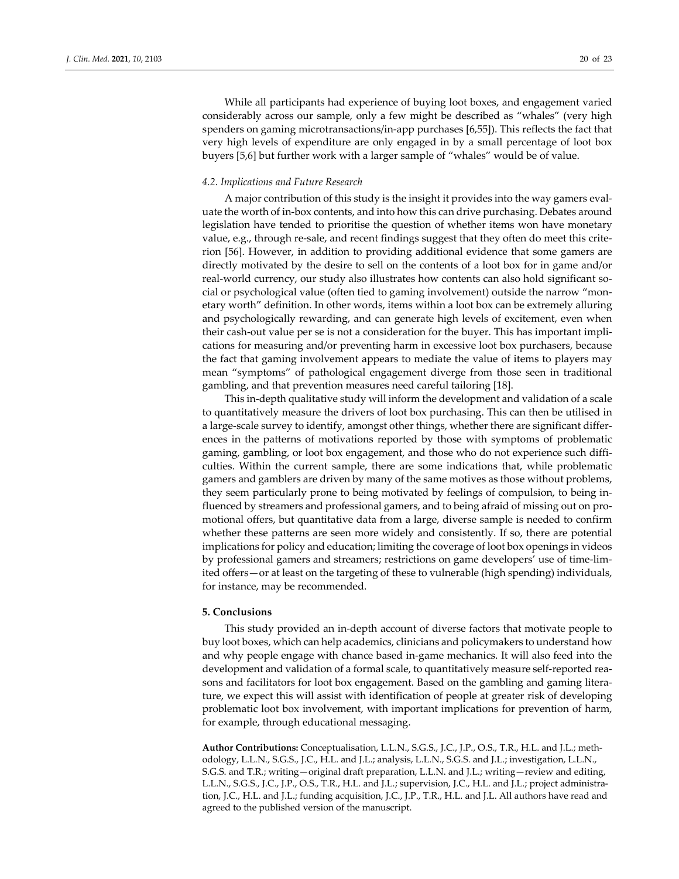While all participants had experience of buying loot boxes, and engagement varied considerably across our sample, only a few might be described as "whales" (very high spenders on gaming microtransactions/in-app purchases [6,55]). This reflects the fact that very high levels of expenditure are only engaged in by a small percentage of loot box buyers [5,6] but further work with a larger sample of "whales" would be of value.

### *4.2. Implications and Future Research*

A major contribution of this study is the insight it provides into the way gamers evaluate the worth of in-box contents, and into how this can drive purchasing. Debates around legislation have tended to prioritise the question of whether items won have monetary value, e.g., through re-sale, and recent findings suggest that they often do meet this criterion [56]. However, in addition to providing additional evidence that some gamers are directly motivated by the desire to sell on the contents of a loot box for in game and/or real-world currency, our study also illustrates how contents can also hold significant social or psychological value (often tied to gaming involvement) outside the narrow "monetary worth" definition. In other words, items within a loot box can be extremely alluring and psychologically rewarding, and can generate high levels of excitement, even when their cash-out value per se is not a consideration for the buyer. This has important implications for measuring and/or preventing harm in excessive loot box purchasers, because the fact that gaming involvement appears to mediate the value of items to players may mean "symptoms" of pathological engagement diverge from those seen in traditional gambling, and that prevention measures need careful tailoring [18].

This in-depth qualitative study will inform the development and validation of a scale to quantitatively measure the drivers of loot box purchasing. This can then be utilised in a large-scale survey to identify, amongst other things, whether there are significant differences in the patterns of motivations reported by those with symptoms of problematic gaming, gambling, or loot box engagement, and those who do not experience such difficulties. Within the current sample, there are some indications that, while problematic gamers and gamblers are driven by many of the same motives as those without problems, they seem particularly prone to being motivated by feelings of compulsion, to being influenced by streamers and professional gamers, and to being afraid of missing out on promotional offers, but quantitative data from a large, diverse sample is needed to confirm whether these patterns are seen more widely and consistently. If so, there are potential implications for policy and education; limiting the coverage of loot box openings in videos by professional gamers and streamers; restrictions on game developers' use of time-limited offers—or at least on the targeting of these to vulnerable (high spending) individuals, for instance, may be recommended.

## **5. Conclusions**

This study provided an in-depth account of diverse factors that motivate people to buy loot boxes, which can help academics, clinicians and policymakers to understand how and why people engage with chance based in-game mechanics. It will also feed into the development and validation of a formal scale, to quantitatively measure self-reported reasons and facilitators for loot box engagement. Based on the gambling and gaming literature, we expect this will assist with identification of people at greater risk of developing problematic loot box involvement, with important implications for prevention of harm, for example, through educational messaging.

**Author Contributions:** Conceptualisation, L.L.N., S.G.S., J.C., J.P., O.S., T.R., H.L. and J.L.; methodology, L.L.N., S.G.S., J.C., H.L. and J.L.; analysis, L.L.N., S.G.S. and J.L.; investigation, L.L.N., S.G.S. and T.R.; writing—original draft preparation, L.L.N. and J.L.; writing—review and editing, L.L.N., S.G.S., J.C., J.P., O.S., T.R., H.L. and J.L.; supervision, J.C., H.L. and J.L.; project administration, J.C., H.L. and J.L.; funding acquisition, J.C., J.P., T.R., H.L. and J.L. All authors have read and agreed to the published version of the manuscript.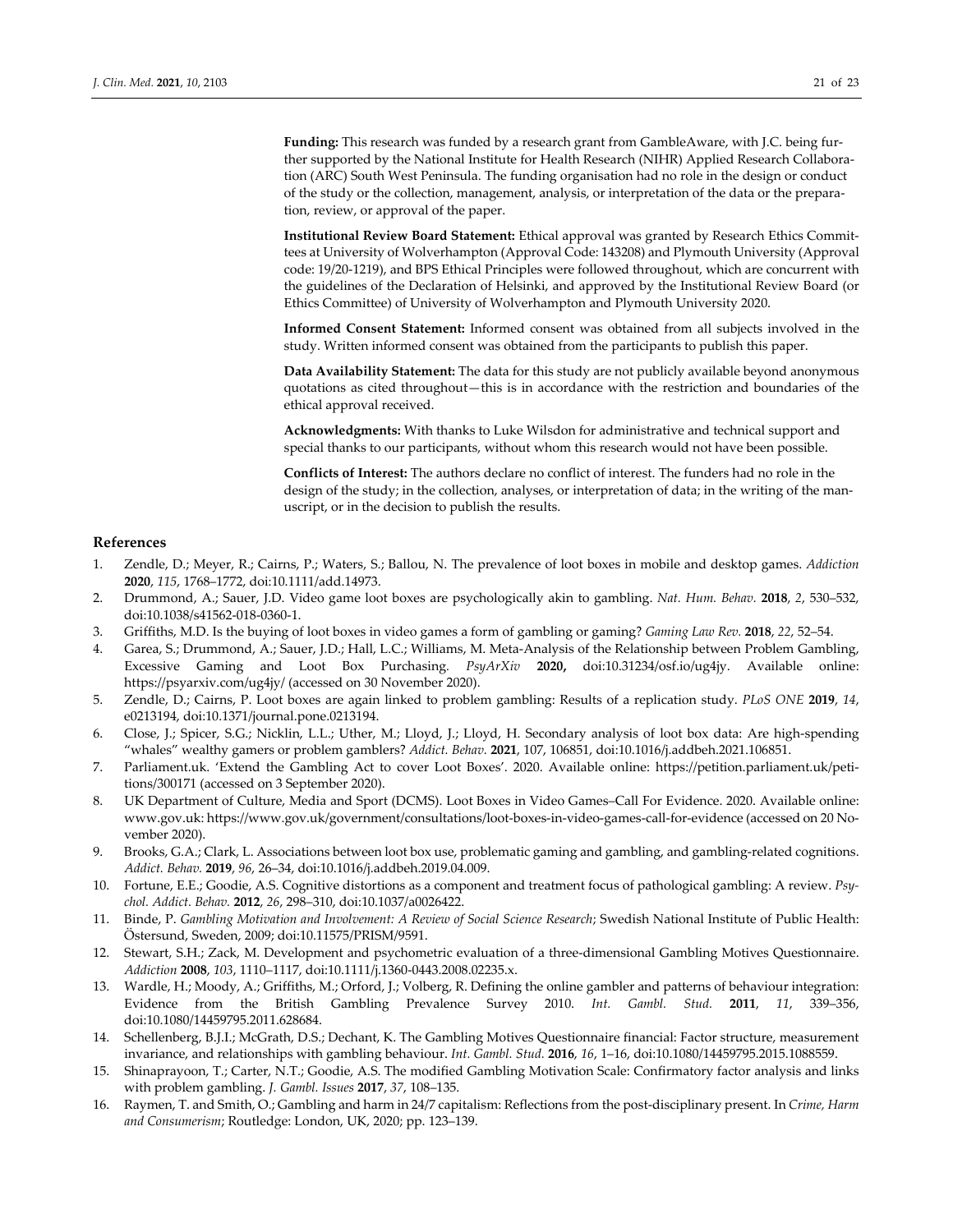**Funding:** This research was funded by a research grant from GambleAware, with J.C. being further supported by the National Institute for Health Research (NIHR) Applied Research Collaboration (ARC) South West Peninsula. The funding organisation had no role in the design or conduct of the study or the collection, management, analysis, or interpretation of the data or the preparation, review, or approval of the paper.

**Institutional Review Board Statement:** Ethical approval was granted by Research Ethics Committees at University of Wolverhampton (Approval Code: 143208) and Plymouth University (Approval code: 19/20-1219), and BPS Ethical Principles were followed throughout, which are concurrent with the guidelines of the Declaration of Helsinki, and approved by the Institutional Review Board (or Ethics Committee) of University of Wolverhampton and Plymouth University 2020.

**Informed Consent Statement:** Informed consent was obtained from all subjects involved in the study. Written informed consent was obtained from the participants to publish this paper.

**Data Availability Statement:** The data for this study are not publicly available beyond anonymous quotations as cited throughout—this is in accordance with the restriction and boundaries of the ethical approval received.

**Acknowledgments:** With thanks to Luke Wilsdon for administrative and technical support and special thanks to our participants, without whom this research would not have been possible.

**Conflicts of Interest:** The authors declare no conflict of interest. The funders had no role in the design of the study; in the collection, analyses, or interpretation of data; in the writing of the manuscript, or in the decision to publish the results.

## References

1. Zendle, D.; Meyer, R.; Cairns, P.; Waters, S.; Ballou, N. The prevalence of loot boxes in mobile and desktop games. *Addiction* **2020**, *115*, 1768–1772, doi:10.1111/add.14973.
2. Drummond, A.; Sauer, J.D. Video game loot boxes are psychologically akin to gambling. *Nat. Hum. Behav.* **2018**, *2*, 530–532, doi:10.1038/s41562-018-0360-1.
3. Griffiths, M.D. Is the buying of loot boxes in video games a form of gambling or gaming? *Gaming Law Rev.* **2018**, *22*, 52–54.
4. Garea, S.; Drummond, A.; Sauer, J.D.; Hall, L.C.; Williams, M. Meta-Analysis of the Relationship between Problem Gambling, Excessive Gaming and Loot Box Purchasing. *PsyArXiv* **2020,** doi:10.31234/osf.io/ug4jy. Available online: https://psyarxiv.com/ug4jy/ (accessed on 30 November 2020).
5. Zendle, D.; Cairns, P. Loot boxes are again linked to problem gambling: Results of a replication study. *PLoS ONE* **2019**, *14*, e0213194, doi:10.1371/journal.pone.0213194.
6. Close, J.; Spicer, S.G.; Nicklin, L.L.; Uther, M.; Lloyd, J.; Lloyd, H. Secondary analysis of loot box data: Are high-spending "whales" wealthy gamers or problem gamblers? *Addict. Behav.* **2021**, 107, 106851, doi:10.1016/j.addbeh.2021.106851.
7. Parliament.uk. 'Extend the Gambling Act to cover Loot Boxes'. 2020. Available online: https://petition.parliament.uk/petitions/300171 (accessed on 3 September 2020).
8. UK Department of Culture, Media and Sport (DCMS). Loot Boxes in Video Games–Call For Evidence. 2020. Available online: www.gov.uk: https://www.gov.uk/government/consultations/loot-boxes-in-video-games-call-for-evidence (accessed on 20 November 2020).
9. Brooks, G.A.; Clark, L. Associations between loot box use, problematic gaming and gambling, and gambling-related cognitions. *Addict. Behav.* **2019**, *96*, 26–34, doi:10.1016/j.addbeh.2019.04.009.
10. Fortune, E.E.; Goodie, A.S. Cognitive distortions as a component and treatment focus of pathological gambling: A review. *Psychol. Addict. Behav.* **2012**, *26*, 298–310, doi:10.1037/a0026422.
11. Binde, P. *Gambling Motivation and Involvement: A Review of Social Science Research*; Swedish National Institute of Public Health: Östersund, Sweden, 2009; doi:10.11575/PRISM/9591.
12. Stewart, S.H.; Zack, M. Development and psychometric evaluation of a three-dimensional Gambling Motives Questionnaire. *Addiction* **2008**, *103*, 1110–1117, doi:10.1111/j.1360-0443.2008.02235.x.
13. Wardle, H.; Moody, A.; Griffiths, M.; Orford, J.; Volberg, R. Defining the online gambler and patterns of behaviour integration: Evidence from the British Gambling Prevalence Survey 2010. *Int. Gambl. Stud.* **2011**, *11*, 339–356, doi:10.1080/14459795.2011.628684.
14. Schellenberg, B.J.I.; McGrath, D.S.; Dechant, K. The Gambling Motives Questionnaire financial: Factor structure, measurement invariance, and relationships with gambling behaviour. *Int. Gambl. Stud.* **2016**, *16*, 1–16, doi:10.1080/14459795.2015.1088559.
15. Shinaprayoon, T.; Carter, N.T.; Goodie, A.S. The modified Gambling Motivation Scale: Confirmatory factor analysis and links with problem gambling. *J. Gambl. Issues* **2017**, *37*, 108–135.
16. Raymen, T. and Smith, O.; Gambling and harm in 24/7 capitalism: Reflections from the post-disciplinary present. In *Crime, Harm and Consumerism*; Routledge: London, UK, 2020; pp. 123–139.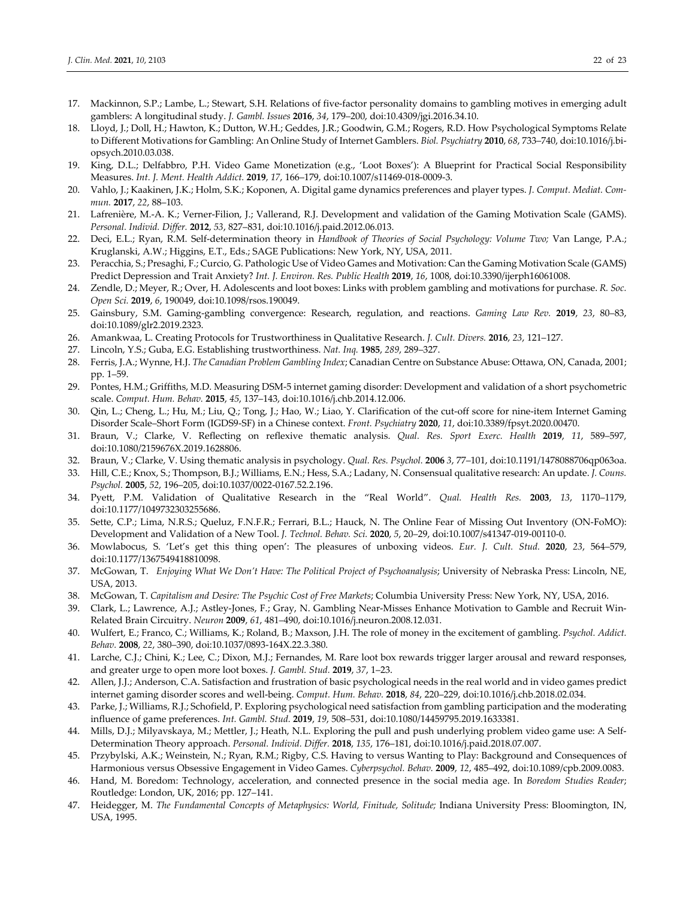17. Mackinnon, S.P.; Lambe, L.; Stewart, S.H. Relations of five-factor personality domains to gambling motives in emerging adult gamblers: A longitudinal study. *J. Gambl. Issues* **2016**, *34*, 179–200, doi:10.4309/jgi.2016.34.10.
18. Lloyd, J.; Doll, H.; Hawton, K.; Dutton, W.H.; Geddes, J.R.; Goodwin, G.M.; Rogers, R.D. How Psychological Symptoms Relate to Different Motivations for Gambling: An Online Study of Internet Gamblers. *Biol. Psychiatry* **2010**, *68*, 733–740, doi:10.1016/j.biopsych.2010.03.038.
19. King, D.L.; Delfabbro, P.H. Video Game Monetization (e.g., 'Loot Boxes'): A Blueprint for Practical Social Responsibility Measures. *Int. J. Ment. Health Addict.* **2019**, *17*, 166–179, doi:10.1007/s11469-018-0009-3.
20. Vahlo, J.; Kaakinen, J.K.; Holm, S.K.; Koponen, A. Digital game dynamics preferences and player types. *J. Comput. Mediat. Commun.* **2017**, *22*, 88–103.
21. Lafrenière, M.-A. K.; Verner-Filion, J.; Vallerand, R.J. Development and validation of the Gaming Motivation Scale (GAMS). *Personal. Individ. Differ.* **2012**, *53*, 827–831, doi:10.1016/j.paid.2012.06.013.
22. Deci, E.L.; Ryan, R.M. Self-determination theory in *Handbook of Theories of Social Psychology: Volume Two;* Van Lange, P.A.; Kruglanski, A.W.; Higgins, E.T., Eds.; SAGE Publications: New York, NY, USA, 2011.
23. Peracchia, S.; Presaghi, F.; Curcio, G. Pathologic Use of Video Games and Motivation: Can the Gaming Motivation Scale (GAMS) Predict Depression and Trait Anxiety? *Int. J. Environ. Res. Public Health* **2019**, *16*, 1008, doi:10.3390/ijerph16061008.
24. Zendle, D.; Meyer, R.; Over, H. Adolescents and loot boxes: Links with problem gambling and motivations for purchase. *R. Soc. Open Sci.* **2019**, *6*, 190049, doi:10.1098/rsos.190049.
25. Gainsbury, S.M. Gaming-gambling convergence: Research, regulation, and reactions. *Gaming Law Rev.* **2019**, *23*, 80–83, doi:10.1089/glr2.2019.2323.
26. Amankwaa, L. Creating Protocols for Trustworthiness in Qualitative Research. *J. Cult. Divers.* **2016**, *23*, 121–127.
27. Lincoln, Y.S.; Guba, E.G. Establishing trustworthiness. *Nat. Inq.* **1985**, *289*, 289–327.
28. Ferris, J.A.; Wynne, H.J. *The Canadian Problem Gambling Index*; Canadian Centre on Substance Abuse: Ottawa, ON, Canada, 2001; pp. 1–59.
29. Pontes, H.M.; Griffiths, M.D. Measuring DSM-5 internet gaming disorder: Development and validation of a short psychometric scale. *Comput. Hum. Behav.* **2015**, *45*, 137–143, doi:10.1016/j.chb.2014.12.006.
30. Qin, L.; Cheng, L.; Hu, M.; Liu, Q.; Tong, J.; Hao, W.; Liao, Y. Clarification of the cut-off score for nine-item Internet Gaming Disorder Scale–Short Form (IGDS9-SF) in a Chinese context. *Front. Psychiatry* **2020**, *11*, doi:10.3389/fpsyt.2020.00470.
31. Braun, V.; Clarke, V. Reflecting on reflexive thematic analysis. *Qual. Res. Sport Exerc. Health* **2019**, *11*, 589–597, doi:10.1080/2159676X.2019.1628806.
32. Braun, V.; Clarke, V. Using thematic analysis in psychology. *Qual. Res. Psychol.* **2006** *3*, 77–101, doi:10.1191/1478088706qp063oa.
33. Hill, C.E.; Knox, S.; Thompson, B.J.; Williams, E.N.; Hess, S.A.; Ladany, N. Consensual qualitative research: An update. *J. Couns. Psychol.* **2005**, *52*, 196–205, doi:10.1037/0022-0167.52.2.196.
34. Pyett, P.M. Validation of Qualitative Research in the "Real World". *Qual. Health Res.* **2003**, *13*, 1170–1179, doi:10.1177/1049732303255686.
35. Sette, C.P.; Lima, N.R.S.; Queluz, F.N.F.R.; Ferrari, B.L.; Hauck, N. The Online Fear of Missing Out Inventory (ON-FoMO): Development and Validation of a New Tool. *J. Technol. Behav. Sci.* **2020**, *5*, 20–29, doi:10.1007/s41347-019-00110-0.
36. Mowlabocus, S. 'Let's get this thing open': The pleasures of unboxing videos. *Eur. J. Cult. Stud.* **2020**, *23*, 564–579, doi:10.1177/1367549418810098.
37. McGowan, T. *Enjoying What We Don't Have: The Political Project of Psychoanalysis*; University of Nebraska Press: Lincoln, NE, USA, 2013.
38. McGowan, T. *Capitalism and Desire: The Psychic Cost of Free Markets*; Columbia University Press: New York, NY, USA, 2016.
39. Clark, L.; Lawrence, A.J.; Astley-Jones, F.; Gray, N. Gambling Near-Misses Enhance Motivation to Gamble and Recruit Win-Related Brain Circuitry. *Neuron* **2009**, *61*, 481–490, doi:10.1016/j.neuron.2008.12.031.
40. Wulfert, E.; Franco, C.; Williams, K.; Roland, B.; Maxson, J.H. The role of money in the excitement of gambling. *Psychol. Addict. Behav.* **2008**, *22*, 380–390, doi:10.1037/0893-164X.22.3.380.
41. Larche, C.J.; Chini, K.; Lee, C.; Dixon, M.J.; Fernandes, M. Rare loot box rewards trigger larger arousal and reward responses, and greater urge to open more loot boxes. *J. Gambl. Stud.* **2019**, *37*, 1–23.
42. Allen, J.J.; Anderson, C.A. Satisfaction and frustration of basic psychological needs in the real world and in video games predict internet gaming disorder scores and well-being. *Comput. Hum. Behav.* **2018**, *84*, 220–229, doi:10.1016/j.chb.2018.02.034.
43. Parke, J.; Williams, R.J.; Schofield, P. Exploring psychological need satisfaction from gambling participation and the moderating influence of game preferences. *Int. Gambl. Stud.* **2019**, *19*, 508–531, doi:10.1080/14459795.2019.1633381.
44. Mills, D.J.; Milyavskaya, M.; Mettler, J.; Heath, N.L. Exploring the pull and push underlying problem video game use: A Self-Determination Theory approach. *Personal. Individ. Differ.* **2018**, *135*, 176–181, doi:10.1016/j.paid.2018.07.007.
45. Przybylski, A.K.; Weinstein, N.; Ryan, R.M.; Rigby, C.S. Having to versus Wanting to Play: Background and Consequences of Harmonious versus Obsessive Engagement in Video Games. *Cyberpsychol. Behav.* **2009**, *12*, 485–492, doi:10.1089/cpb.2009.0083.
46. Hand, M. Boredom: Technology, acceleration, and connected presence in the social media age. In *Boredom Studies Reader*; Routledge: London, UK, 2016; pp. 127–141.
47. Heidegger, M. *The Fundamental Concepts of Metaphysics: World, Finitude, Solitude;* Indiana University Press: Bloomington, IN, USA, 1995.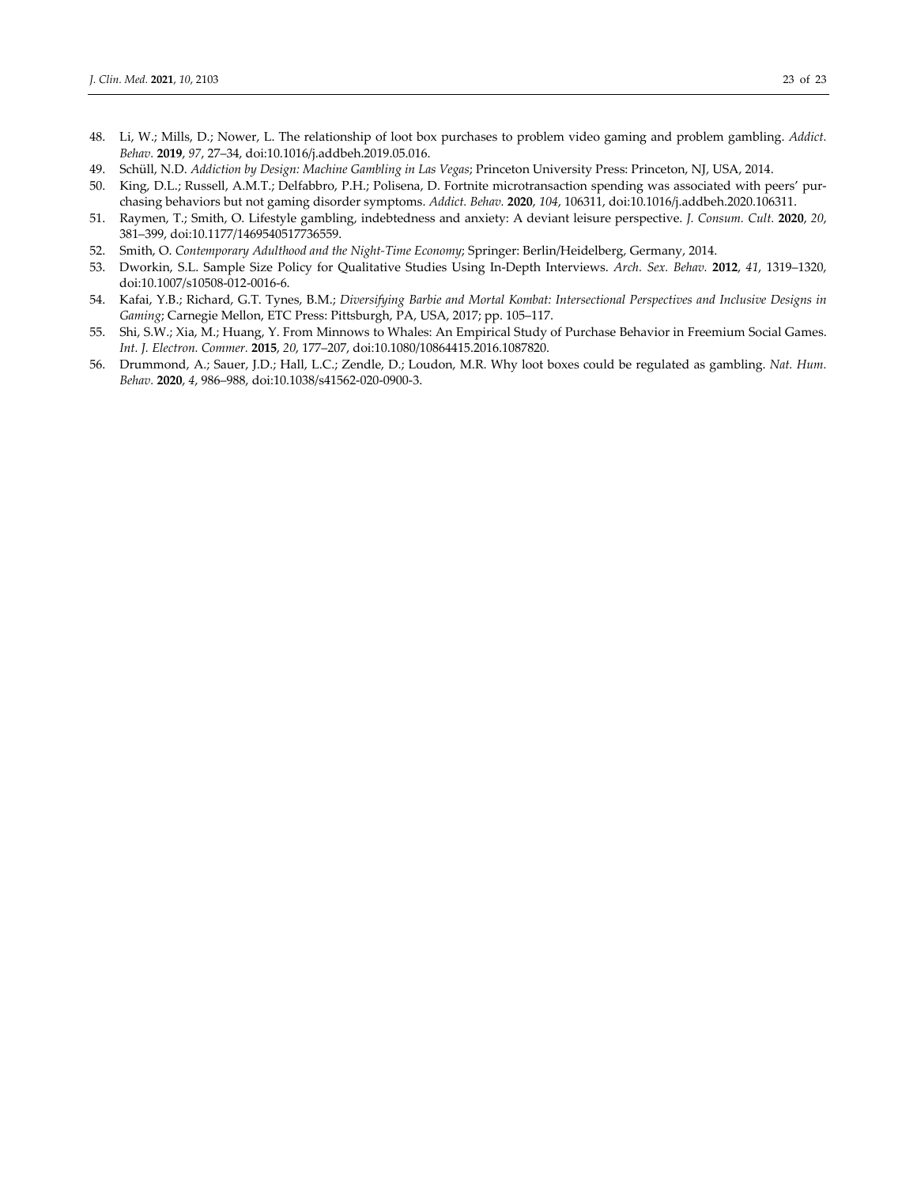48. Li, W.; Mills, D.; Nower, L. The relationship of loot box purchases to problem video gaming and problem gambling. *Addict. Behav.* **2019**, *97*, 27–34, doi:10.1016/j.addbeh.2019.05.016.
49. Schüll, N.D. *Addiction by Design: Machine Gambling in Las Vegas*; Princeton University Press: Princeton, NJ, USA, 2014.
50. King, D.L.; Russell, A.M.T.; Delfabbro, P.H.; Polisena, D. Fortnite microtransaction spending was associated with peers' purchasing behaviors but not gaming disorder symptoms. *Addict. Behav.* **2020**, *104*, 106311, doi:10.1016/j.addbeh.2020.106311.
51. Raymen, T.; Smith, O. Lifestyle gambling, indebtedness and anxiety: A deviant leisure perspective. *J. Consum. Cult.* **2020**, *20*, 381–399, doi:10.1177/1469540517736559.
52. Smith, O. *Contemporary Adulthood and the Night-Time Economy*; Springer: Berlin/Heidelberg, Germany, 2014.
53. Dworkin, S.L. Sample Size Policy for Qualitative Studies Using In-Depth Interviews. *Arch. Sex. Behav.* **2012**, *41*, 1319–1320, doi:10.1007/s10508-012-0016-6.
54. Kafai, Y.B.; Richard, G.T. Tynes, B.M.; *Diversifying Barbie and Mortal Kombat: Intersectional Perspectives and Inclusive Designs in Gaming*; Carnegie Mellon, ETC Press: Pittsburgh, PA, USA, 2017; pp. 105–117.
55. Shi, S.W.; Xia, M.; Huang, Y. From Minnows to Whales: An Empirical Study of Purchase Behavior in Freemium Social Games. *Int. J. Electron. Commer.* **2015**, *20*, 177–207, doi:10.1080/10864415.2016.1087820.
56. Drummond, A.; Sauer, J.D.; Hall, L.C.; Zendle, D.; Loudon, M.R. Why loot boxes could be regulated as gambling. *Nat. Hum. Behav.* **2020**, *4*, 986–988, doi:10.1038/s41562-020-0900-3.